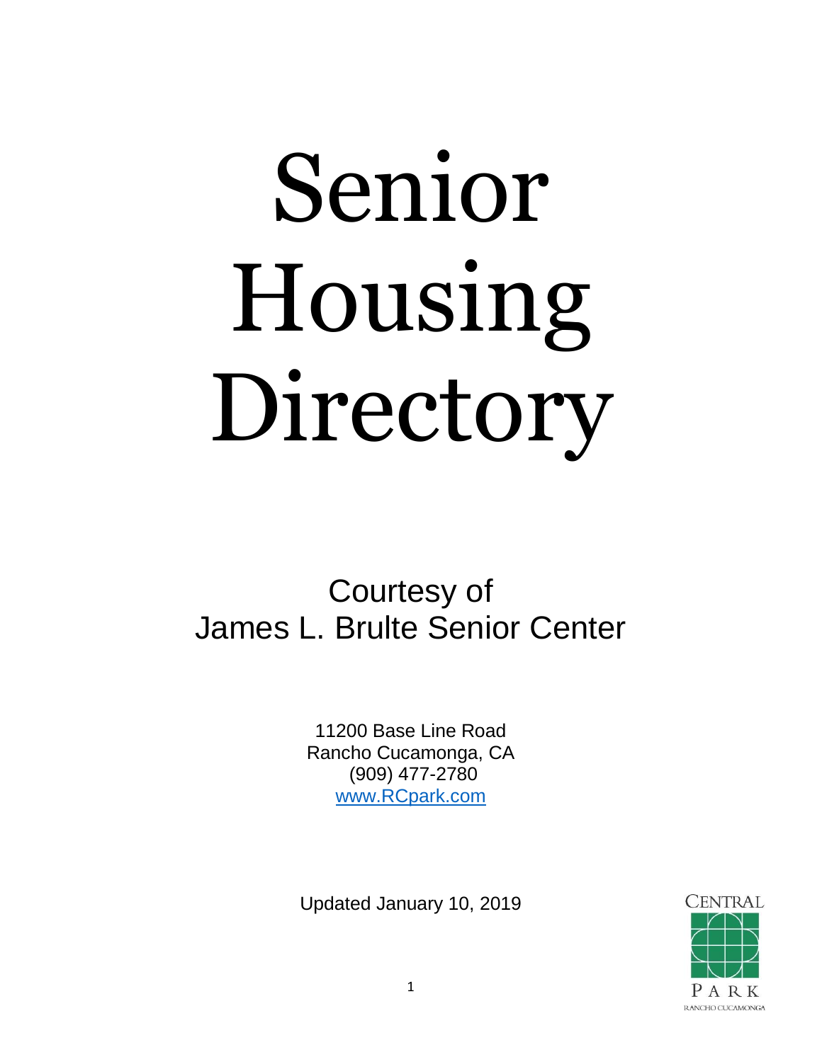# Senior Housing Directory

Courtesy of
James L. Brulte Senior Center

11200 Base Line Road
Rancho Cucamonga, CA
(909) 477-2780
[www.RCpark.com](http://www.RCpark.com)

Updated January 10, 2019

CENTRAL PARK
RANCHO CUCAMONGA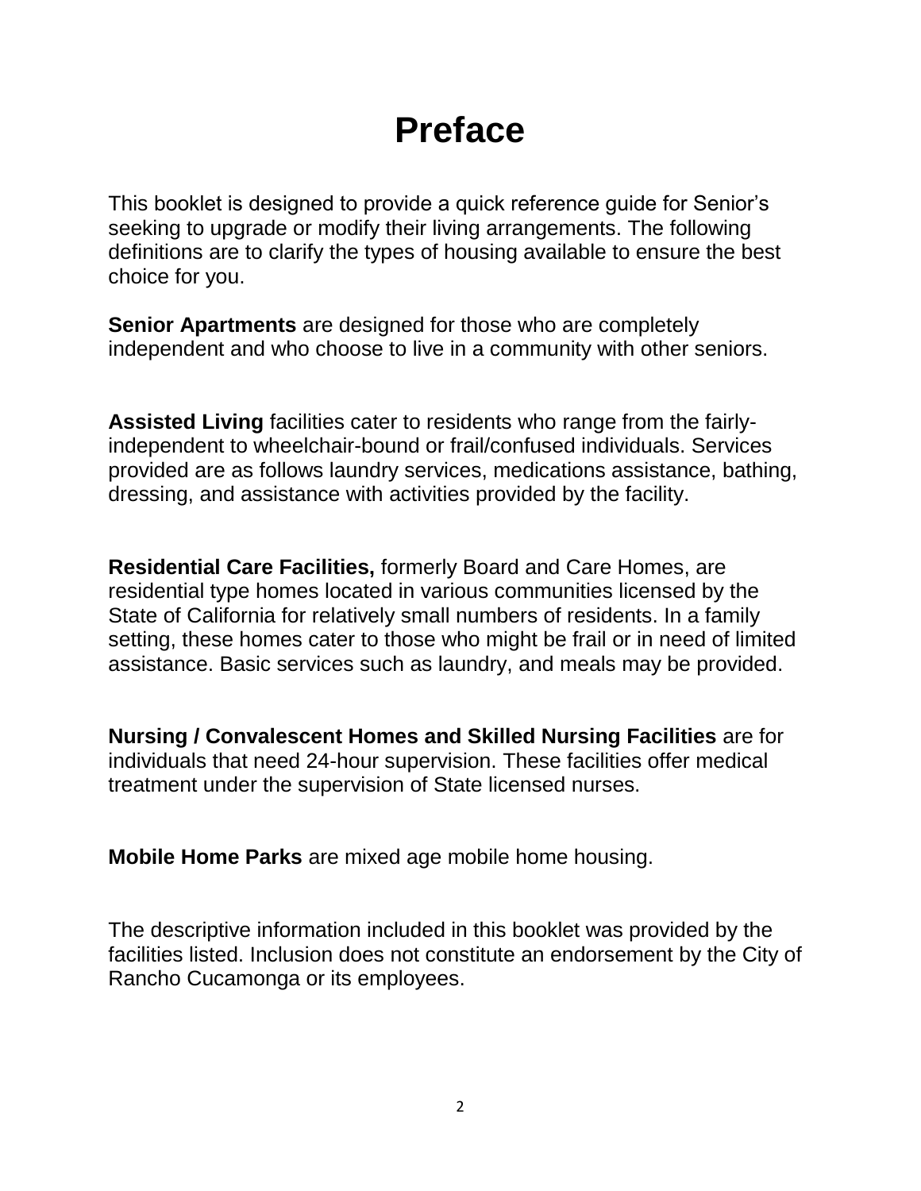# Preface

This booklet is designed to provide a quick reference guide for Senior's seeking to upgrade or modify their living arrangements. The following definitions are to clarify the types of housing available to ensure the best choice for you.

**Senior Apartments** are designed for those who are completely independent and who choose to live in a community with other seniors.

**Assisted Living** facilities cater to residents who range from the fairly-independent to wheelchair-bound or frail/confused individuals. Services provided are as follows laundry services, medications assistance, bathing, dressing, and assistance with activities provided by the facility.

**Residential Care Facilities,** formerly Board and Care Homes, are residential type homes located in various communities licensed by the State of California for relatively small numbers of residents. In a family setting, these homes cater to those who might be frail or in need of limited assistance. Basic services such as laundry, and meals may be provided.

**Nursing / Convalescent Homes and Skilled Nursing Facilities** are for individuals that need 24-hour supervision. These facilities offer medical treatment under the supervision of State licensed nurses.

**Mobile Home Parks** are mixed age mobile home housing.

The descriptive information included in this booklet was provided by the facilities listed. Inclusion does not constitute an endorsement by the City of Rancho Cucamonga or its employees.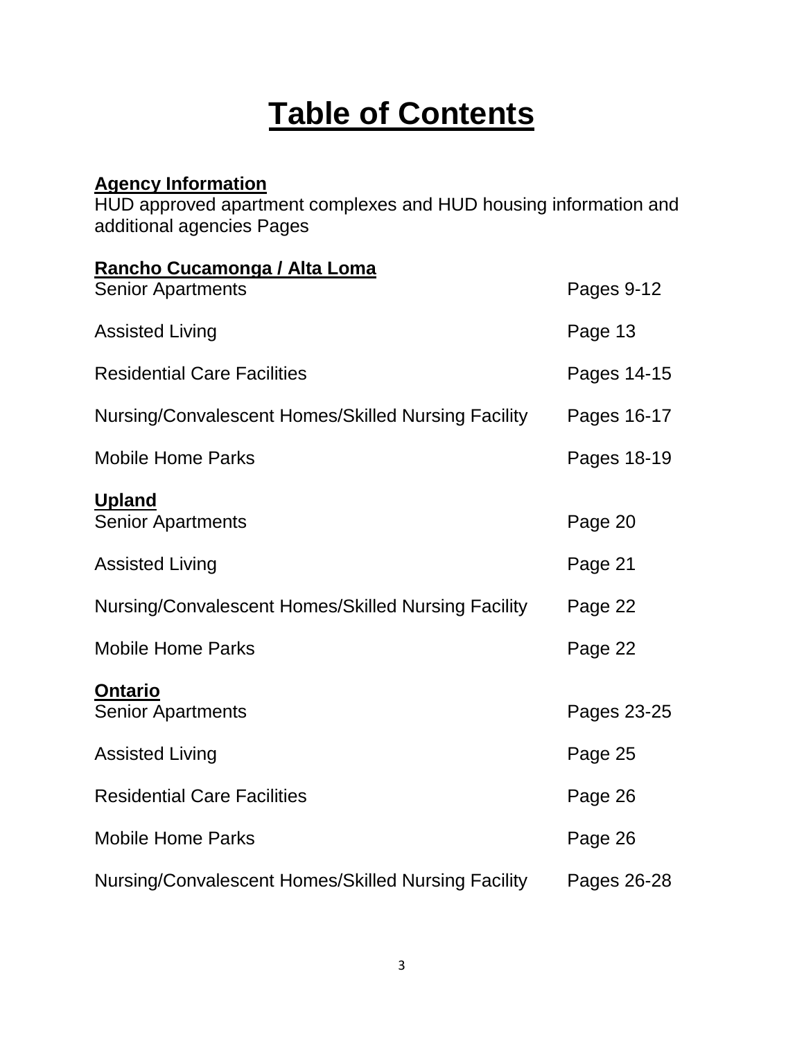# Table of Contents

**Agency Information**
HUD approved apartment complexes and HUD housing information and additional agencies Pages

**Rancho Cucamonga / Alta Loma**

| | |
|---|---|
| Senior Apartments | Pages 9-12 |
| Assisted Living | Page 13 |
| Residential Care Facilities | Pages 14-15 |
| Nursing/Convalescent Homes/Skilled Nursing Facility | Pages 16-17 |
| Mobile Home Parks | Pages 18-19 |

**Upland**

| | |
|---|---|
| Senior Apartments | Page 20 |
| Assisted Living | Page 21 |
| Nursing/Convalescent Homes/Skilled Nursing Facility | Page 22 |
| Mobile Home Parks | Page 22 |

**Ontario**

| | |
|---|---|
| Senior Apartments | Pages 23-25 |
| Assisted Living | Page 25 |
| Residential Care Facilities | Page 26 |
| Mobile Home Parks | Page 26 |
| Nursing/Convalescent Homes/Skilled Nursing Facility | Pages 26-28 |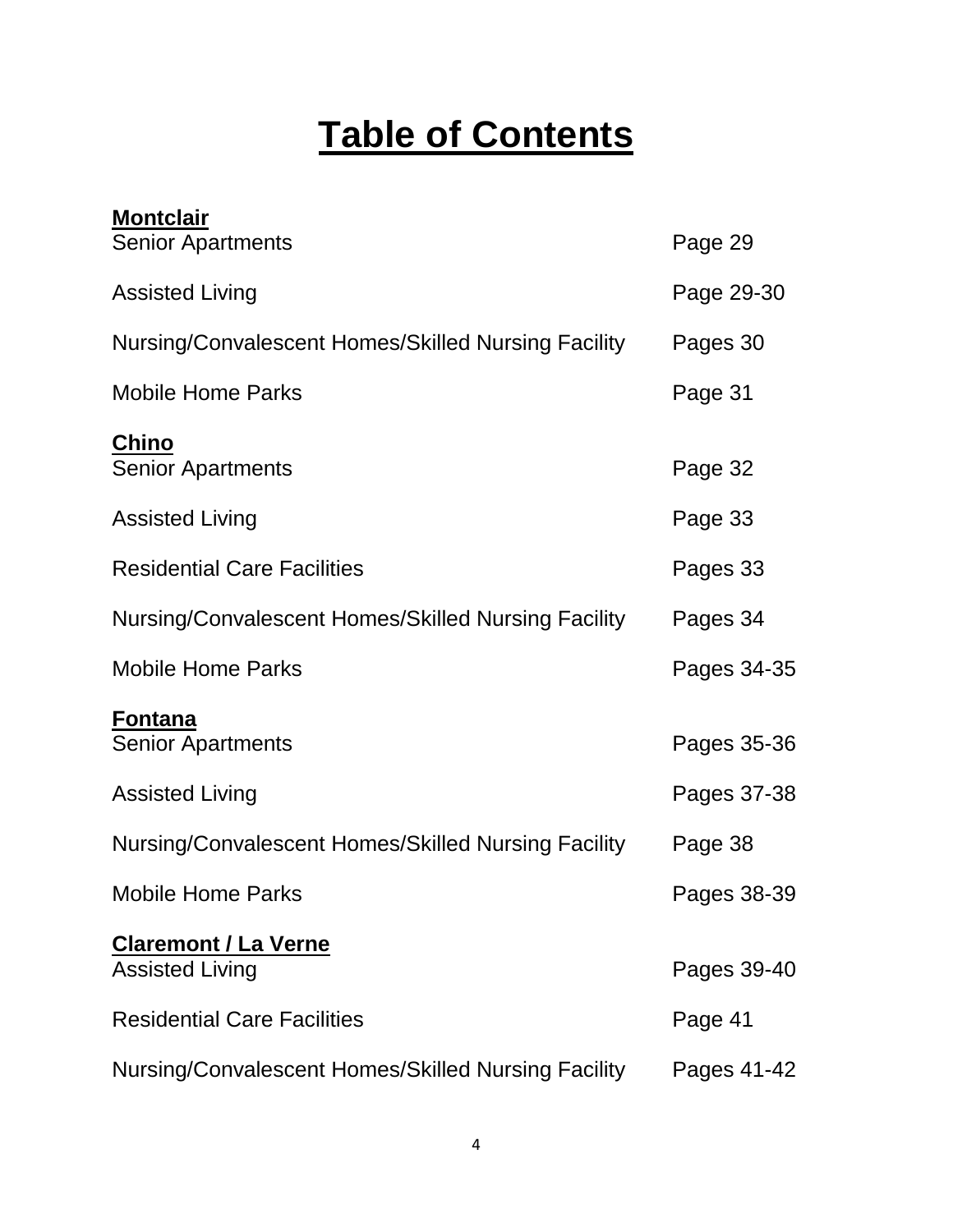# Table of Contents

| | |
|---|---|
| **Montclair** | |
| Senior Apartments | Page 29 |
| Assisted Living | Page 29-30 |
| Nursing/Convalescent Homes/Skilled Nursing Facility | Pages 30 |
| Mobile Home Parks | Page 31 |
| **Chino** | |
| Senior Apartments | Page 32 |
| Assisted Living | Page 33 |
| Residential Care Facilities | Pages 33 |
| Nursing/Convalescent Homes/Skilled Nursing Facility | Pages 34 |
| Mobile Home Parks | Pages 34-35 |
| **Fontana** | |
| Senior Apartments | Pages 35-36 |
| Assisted Living | Pages 37-38 |
| Nursing/Convalescent Homes/Skilled Nursing Facility | Page 38 |
| Mobile Home Parks | Pages 38-39 |
| **Claremont / La Verne** | |
| Assisted Living | Pages 39-40 |
| Residential Care Facilities | Page 41 |
| Nursing/Convalescent Homes/Skilled Nursing Facility | Pages 41-42 |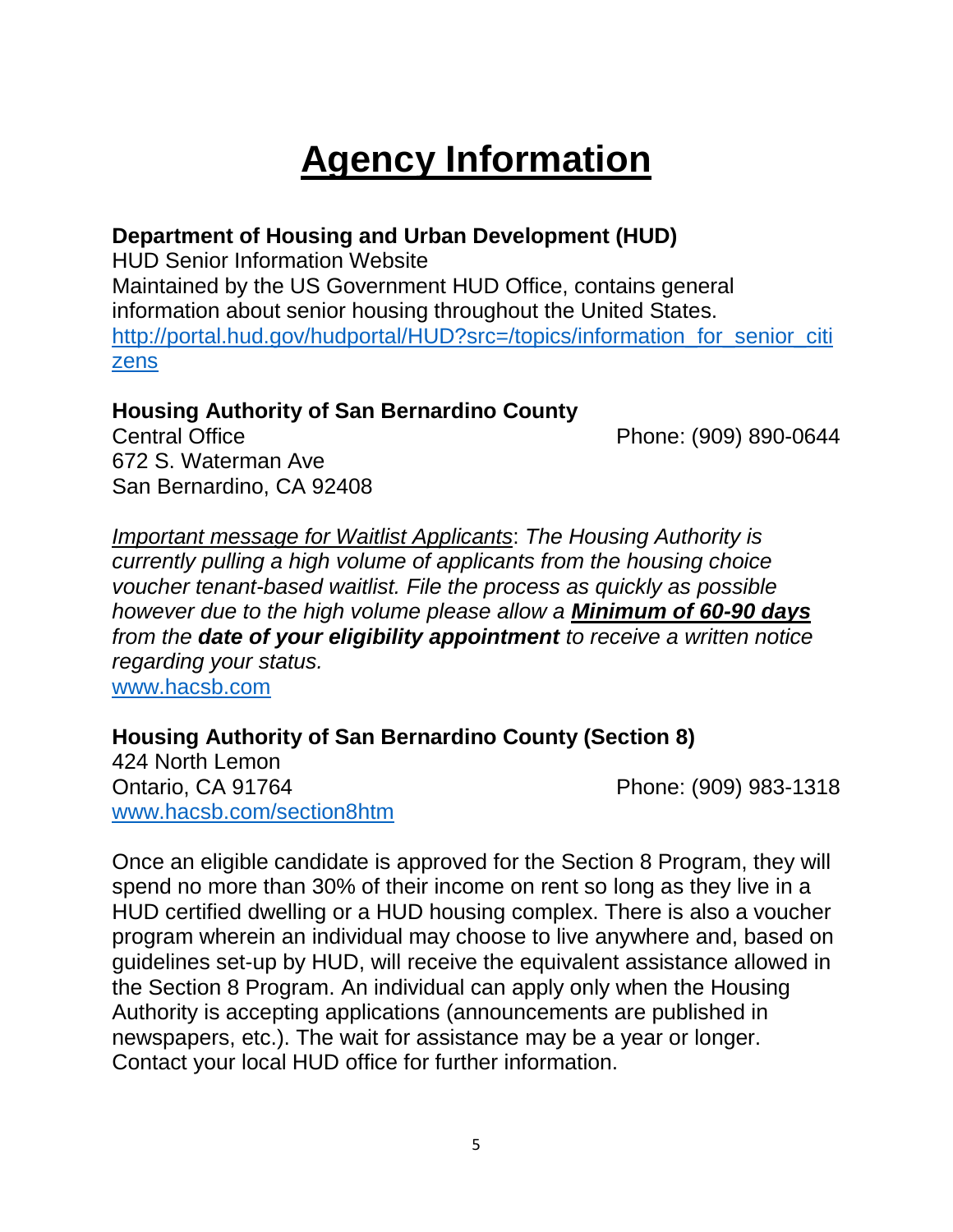# Agency Information

**Department of Housing and Urban Development (HUD)**
HUD Senior Information Website
Maintained by the US Government HUD Office, contains general information about senior housing throughout the United States.
http://portal.hud.gov/hudportal/HUD?src=/topics/information_for_senior_citizens

**Housing Authority of San Bernardino County**
Central Office
672 S. Waterman Ave
San Bernardino, CA 92408
Phone: (909) 890-0644

*Important message for Waitlist Applicants: The Housing Authority is currently pulling a high volume of applicants from the housing choice voucher tenant-based waitlist. File the process as quickly as possible however due to the high volume please allow a **Minimum of 60-90 days** from the **date of your eligibility appointment** to receive a written notice regarding your status.*
www.hacsb.com

**Housing Authority of San Bernardino County (Section 8)**
424 North Lemon
Ontario, CA 91764
Phone: (909) 983-1318
www.hacsb.com/section8htm

Once an eligible candidate is approved for the Section 8 Program, they will spend no more than 30% of their income on rent so long as they live in a HUD certified dwelling or a HUD housing complex. There is also a voucher program wherein an individual may choose to live anywhere and, based on guidelines set-up by HUD, will receive the equivalent assistance allowed in the Section 8 Program. An individual can apply only when the Housing Authority is accepting applications (announcements are published in newspapers, etc.). The wait for assistance may be a year or longer. Contact your local HUD office for further information.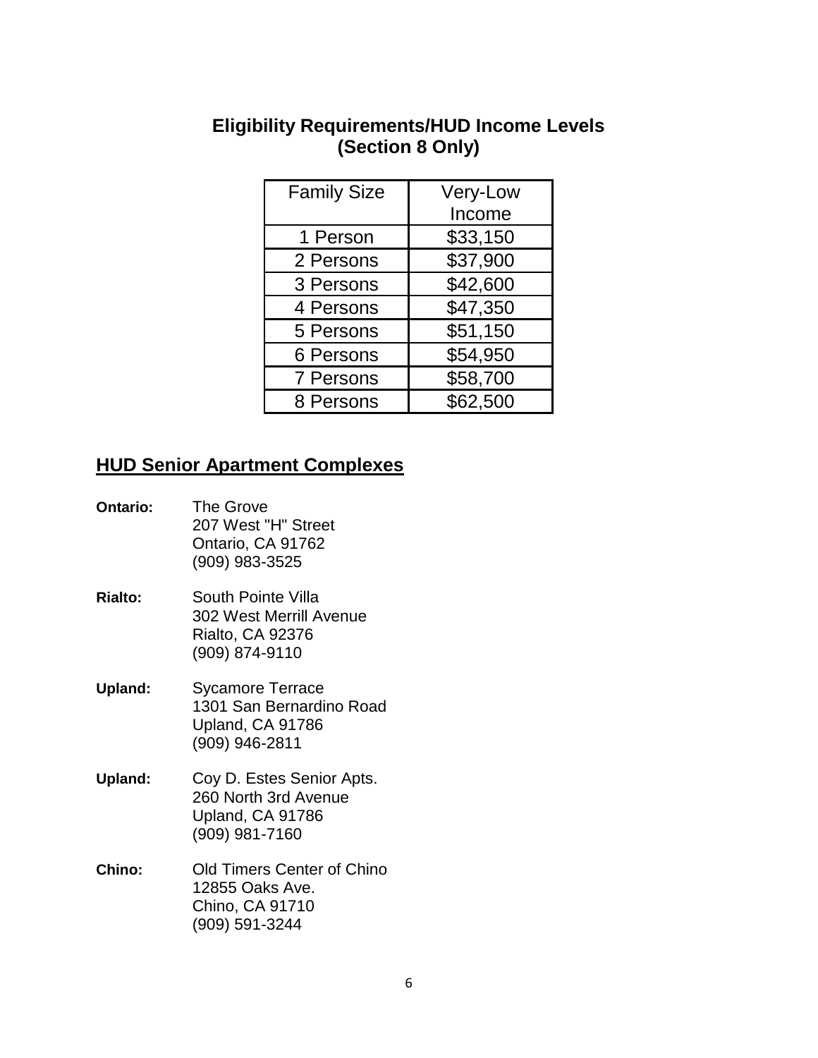## Eligibility Requirements/HUD Income Levels (Section 8 Only)

| Family Size | Very-Low Income |
| --- | --- |
| 1 Person | $33,150 |
| 2 Persons | $37,900 |
| 3 Persons | $42,600 |
| 4 Persons | $47,350 |
| 5 Persons | $51,150 |
| 6 Persons | $54,950 |
| 7 Persons | $58,700 |
| 8 Persons | $62,500 |

## HUD Senior Apartment Complexes

**Ontario:** The Grove
207 West "H" Street
Ontario, CA 91762
(909) 983-3525

**Rialto:** South Pointe Villa
302 West Merrill Avenue
Rialto, CA 92376
(909) 874-9110

**Upland:** Sycamore Terrace
1301 San Bernardino Road
Upland, CA 91786
(909) 946-2811

**Upland:** Coy D. Estes Senior Apts.
260 North 3rd Avenue
Upland, CA 91786
(909) 981-7160

**Chino:** Old Timers Center of Chino
12855 Oaks Ave.
Chino, CA 91710
(909) 591-3244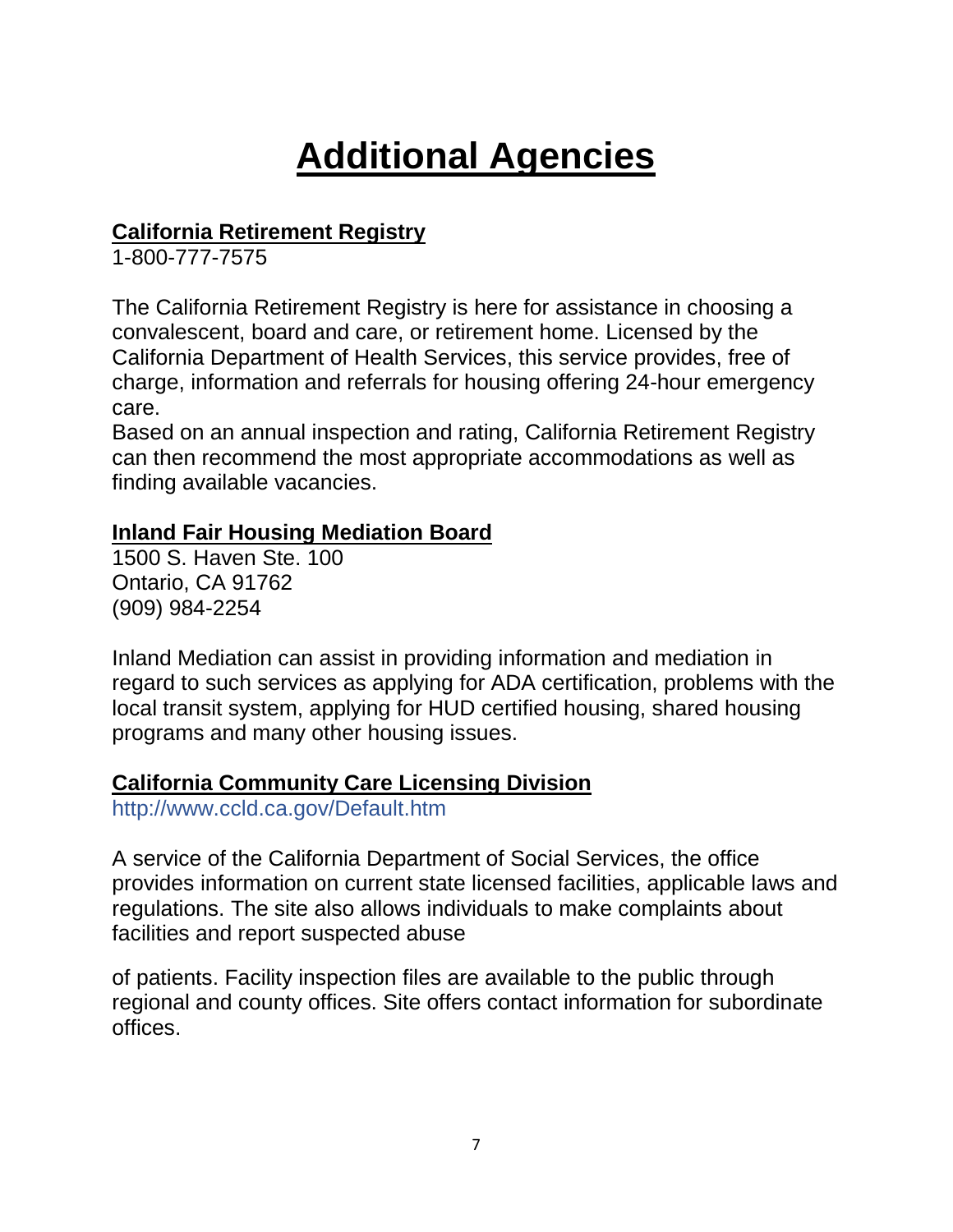# Additional Agencies

**California Retirement Registry**

1-800-777-7575

The California Retirement Registry is here for assistance in choosing a convalescent, board and care, or retirement home. Licensed by the California Department of Health Services, this service provides, free of charge, information and referrals for housing offering 24-hour emergency care.

Based on an annual inspection and rating, California Retirement Registry can then recommend the most appropriate accommodations as well as finding available vacancies.

**Inland Fair Housing Mediation Board**

1500 S. Haven Ste. 100
Ontario, CA 91762
(909) 984-2254

Inland Mediation can assist in providing information and mediation in regard to such services as applying for ADA certification, problems with the local transit system, applying for HUD certified housing, shared housing programs and many other housing issues.

**California Community Care Licensing Division**

http://www.ccld.ca.gov/Default.htm

A service of the California Department of Social Services, the office provides information on current state licensed facilities, applicable laws and regulations. The site also allows individuals to make complaints about facilities and report suspected abuse of patients. Facility inspection files are available to the public through regional and county offices. Site offers contact information for subordinate offices.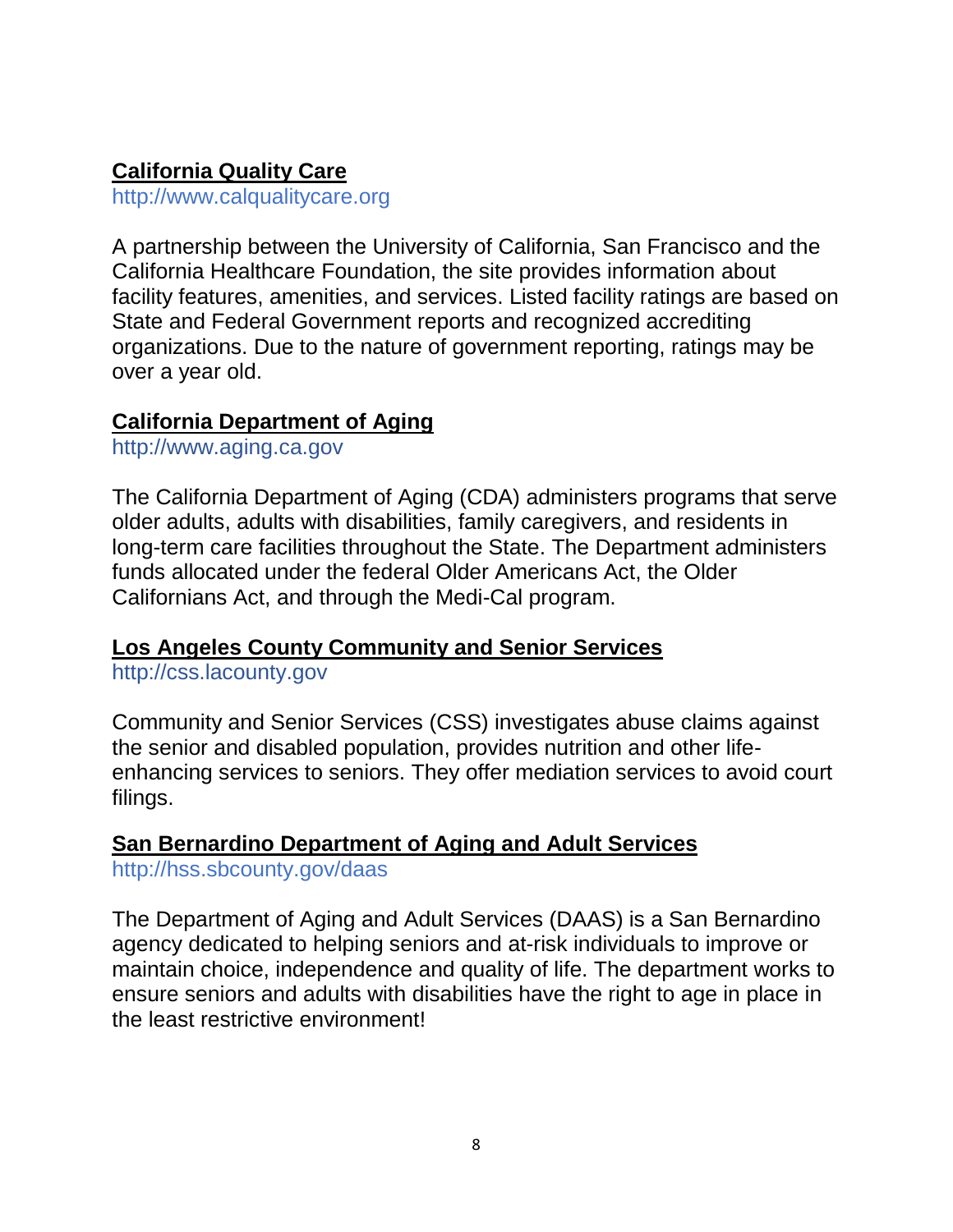**California Quality Care**
http://www.calqualitycare.org

A partnership between the University of California, San Francisco and the California Healthcare Foundation, the site provides information about facility features, amenities, and services. Listed facility ratings are based on State and Federal Government reports and recognized accrediting organizations. Due to the nature of government reporting, ratings may be over a year old.

**California Department of Aging**
http://www.aging.ca.gov

The California Department of Aging (CDA) administers programs that serve older adults, adults with disabilities, family caregivers, and residents in long-term care facilities throughout the State. The Department administers funds allocated under the federal Older Americans Act, the Older Californians Act, and through the Medi-Cal program.

**Los Angeles County Community and Senior Services**
http://css.lacounty.gov

Community and Senior Services (CSS) investigates abuse claims against the senior and disabled population, provides nutrition and other life-enhancing services to seniors. They offer mediation services to avoid court filings.

**San Bernardino Department of Aging and Adult Services**
http://hss.sbcounty.gov/daas

The Department of Aging and Adult Services (DAAS) is a San Bernardino agency dedicated to helping seniors and at-risk individuals to improve or maintain choice, independence and quality of life. The department works to ensure seniors and adults with disabilities have the right to age in place in the least restrictive environment!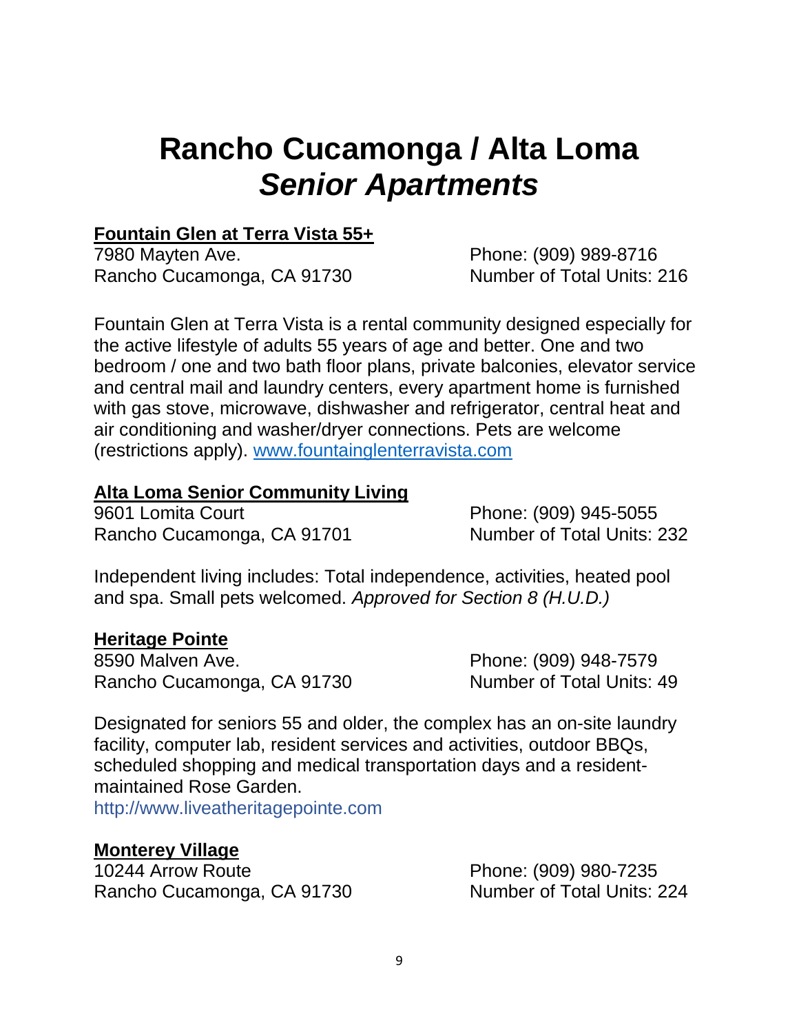# Rancho Cucamonga / Alta Loma
# *Senior Apartments*

**Fountain Glen at Terra Vista 55+**

7980 Mayten Ave.
Rancho Cucamonga, CA 91730

Phone: (909) 989-8716
Number of Total Units: 216

Fountain Glen at Terra Vista is a rental community designed especially for the active lifestyle of adults 55 years of age and better. One and two bedroom / one and two bath floor plans, private balconies, elevator service and central mail and laundry centers, every apartment home is furnished with gas stove, microwave, dishwasher and refrigerator, central heat and air conditioning and washer/dryer connections. Pets are welcome (restrictions apply). www.fountainglenterravista.com

**Alta Loma Senior Community Living**

9601 Lomita Court
Rancho Cucamonga, CA 91701

Phone: (909) 945-5055
Number of Total Units: 232

Independent living includes: Total independence, activities, heated pool and spa. Small pets welcomed. *Approved for Section 8 (H.U.D.)*

**Heritage Pointe**

8590 Malven Ave.
Rancho Cucamonga, CA 91730

Phone: (909) 948-7579
Number of Total Units: 49

Designated for seniors 55 and older, the complex has an on-site laundry facility, computer lab, resident services and activities, outdoor BBQs, scheduled shopping and medical transportation days and a resident-maintained Rose Garden.
http://www.liveatheritagepointe.com

**Monterey Village**

10244 Arrow Route
Rancho Cucamonga, CA 91730

Phone: (909) 980-7235
Number of Total Units: 224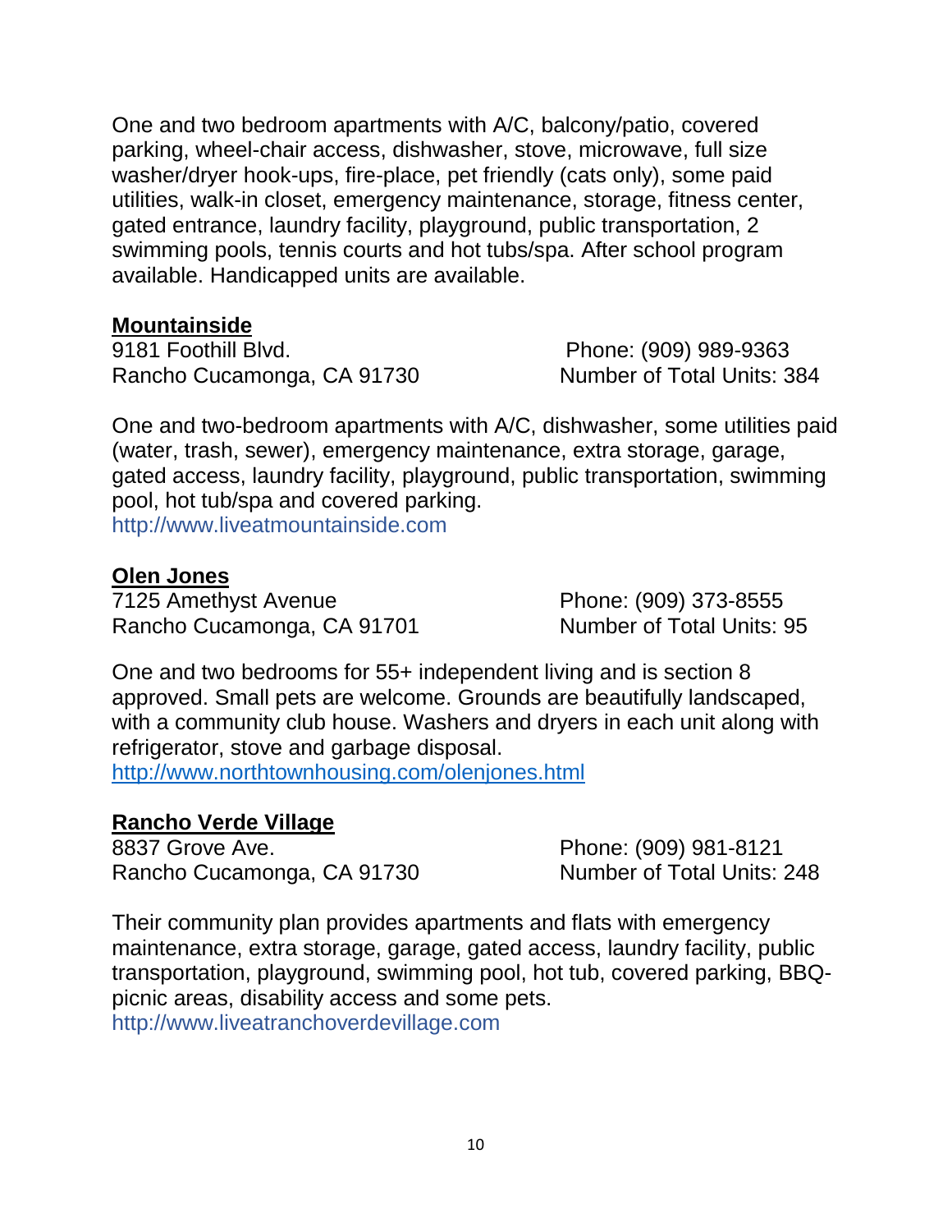One and two bedroom apartments with A/C, balcony/patio, covered parking, wheel-chair access, dishwasher, stove, microwave, full size washer/dryer hook-ups, fire-place, pet friendly (cats only), some paid utilities, walk-in closet, emergency maintenance, storage, fitness center, gated entrance, laundry facility, playground, public transportation, 2 swimming pools, tennis courts and hot tubs/spa. After school program available. Handicapped units are available.

**Mountainside**

9181 Foothill Blvd.
Rancho Cucamonga, CA 91730

Phone: (909) 989-9363
Number of Total Units: 384

One and two-bedroom apartments with A/C, dishwasher, some utilities paid (water, trash, sewer), emergency maintenance, extra storage, garage, gated access, laundry facility, playground, public transportation, swimming pool, hot tub/spa and covered parking.
http://www.liveatmountainside.com

**Olen Jones**

7125 Amethyst Avenue
Rancho Cucamonga, CA 91701

Phone: (909) 373-8555
Number of Total Units: 95

One and two bedrooms for 55+ independent living and is section 8 approved. Small pets are welcome. Grounds are beautifully landscaped, with a community club house. Washers and dryers in each unit along with refrigerator, stove and garbage disposal.
http://www.northtownhousing.com/olenjones.html

**Rancho Verde Village**

8837 Grove Ave.
Rancho Cucamonga, CA 91730

Phone: (909) 981-8121
Number of Total Units: 248

Their community plan provides apartments and flats with emergency maintenance, extra storage, garage, gated access, laundry facility, public transportation, playground, swimming pool, hot tub, covered parking, BBQ-picnic areas, disability access and some pets.
http://www.liveatranchoverdevillage.com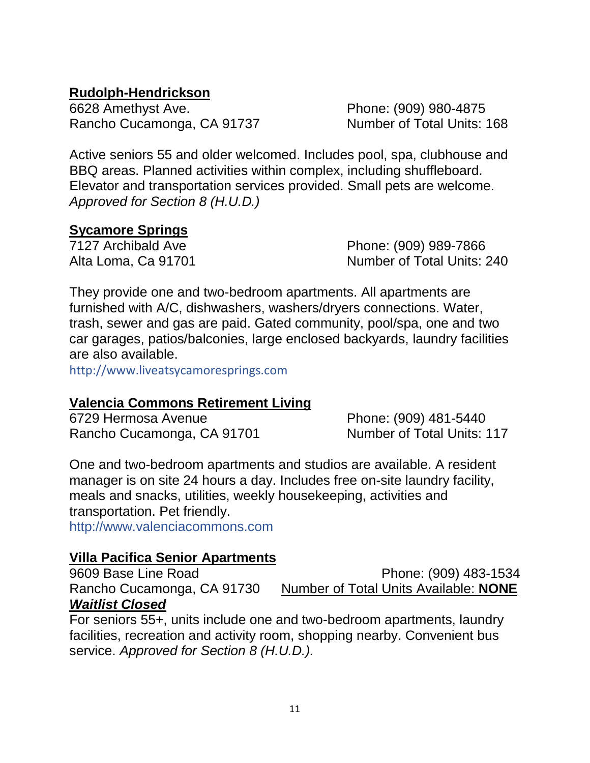**Rudolph-Hendrickson**

6628 Amethyst Ave.
Rancho Cucamonga, CA 91737

Phone: (909) 980-4875
Number of Total Units: 168

Active seniors 55 and older welcomed. Includes pool, spa, clubhouse and BBQ areas. Planned activities within complex, including shuffleboard. Elevator and transportation services provided. Small pets are welcome. *Approved for Section 8 (H.U.D.)*

**Sycamore Springs**

7127 Archibald Ave
Alta Loma, Ca 91701

Phone: (909) 989-7866
Number of Total Units: 240

They provide one and two-bedroom apartments. All apartments are furnished with A/C, dishwashers, washers/dryers connections. Water, trash, sewer and gas are paid. Gated community, pool/spa, one and two car garages, patios/balconies, large enclosed backyards, laundry facilities are also available.
http://www.liveatsycamoresprings.com

**Valencia Commons Retirement Living**

6729 Hermosa Avenue
Rancho Cucamonga, CA 91701

Phone: (909) 481-5440
Number of Total Units: 117

One and two-bedroom apartments and studios are available. A resident manager is on site 24 hours a day. Includes free on-site laundry facility, meals and snacks, utilities, weekly housekeeping, activities and transportation. Pet friendly.
http://www.valenciacommons.com

**Villa Pacifica Senior Apartments**

9609 Base Line Road
Rancho Cucamonga, CA 91730

Phone: (909) 483-1534
Number of Total Units Available: **NONE**

***Waitlist Closed***

For seniors 55+, units include one and two-bedroom apartments, laundry facilities, recreation and activity room, shopping nearby. Convenient bus service. *Approved for Section 8 (H.U.D.).*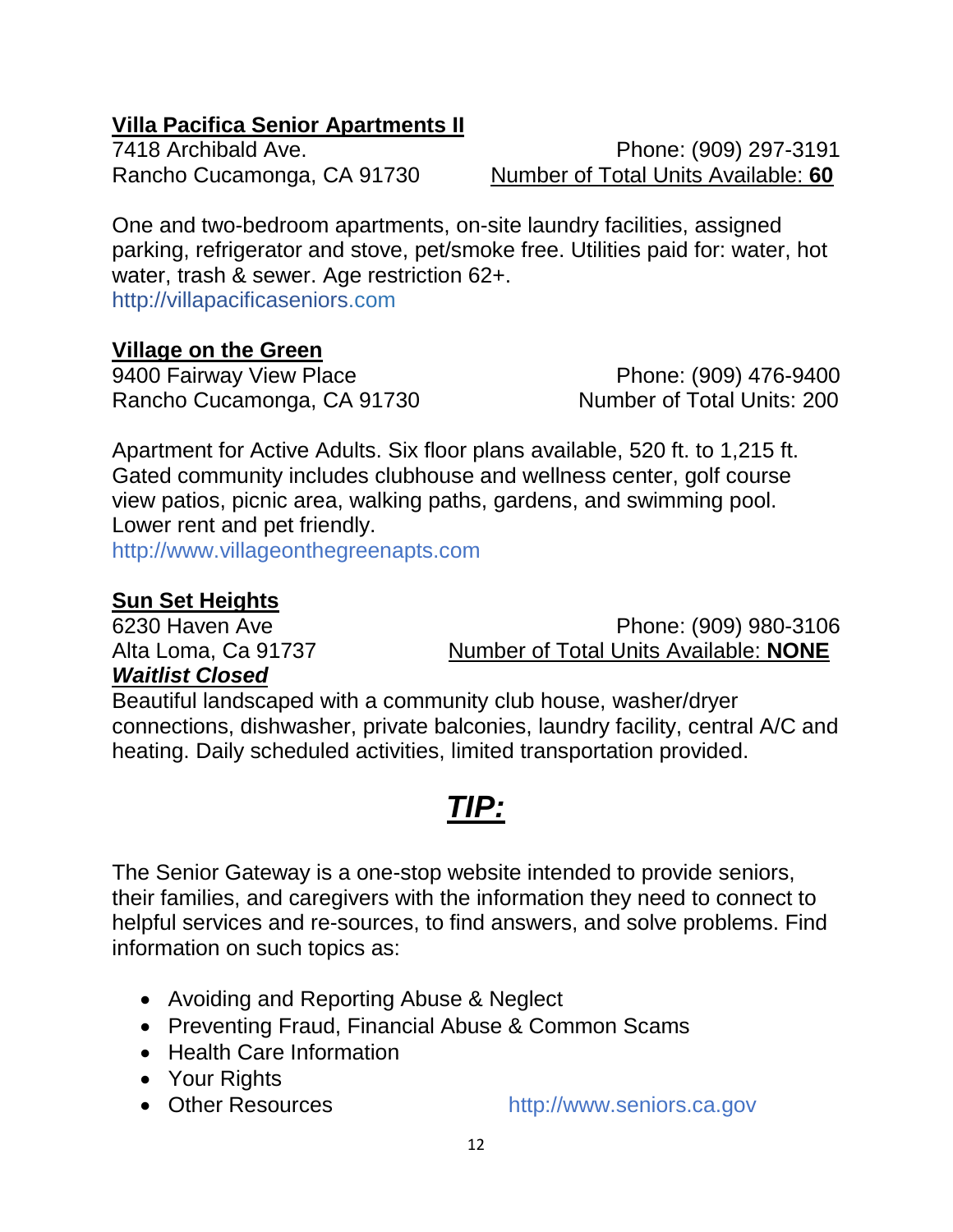**Villa Pacifica Senior Apartments II**

7418 Archibald Ave.
Rancho Cucamonga, CA 91730

Phone: (909) 297-3191
Number of Total Units Available: **60**

One and two-bedroom apartments, on-site laundry facilities, assigned parking, refrigerator and stove, pet/smoke free. Utilities paid for: water, hot water, trash & sewer. Age restriction 62+.
http://villapacificaseniors.com

**Village on the Green**

9400 Fairway View Place
Rancho Cucamonga, CA 91730

Phone: (909) 476-9400
Number of Total Units: 200

Apartment for Active Adults. Six floor plans available, 520 ft. to 1,215 ft. Gated community includes clubhouse and wellness center, golf course view patios, picnic area, walking paths, gardens, and swimming pool. Lower rent and pet friendly.
http://www.villageonthegreenapts.com

**Sun Set Heights**

6230 Haven Ave
Alta Loma, Ca 91737

Phone: (909) 980-3106
Number of Total Units Available: **NONE**

***Waitlist Closed***

Beautiful landscaped with a community club house, washer/dryer connections, dishwasher, private balconies, laundry facility, central A/C and heating. Daily scheduled activities, limited transportation provided.

## ***TIP:***

The Senior Gateway is a one-stop website intended to provide seniors, their families, and caregivers with the information they need to connect to helpful services and re-sources, to find answers, and solve problems. Find information on such topics as:

- Avoiding and Reporting Abuse & Neglect
- Preventing Fraud, Financial Abuse & Common Scams
- Health Care Information
- Your Rights
- Other Resources

http://www.seniors.ca.gov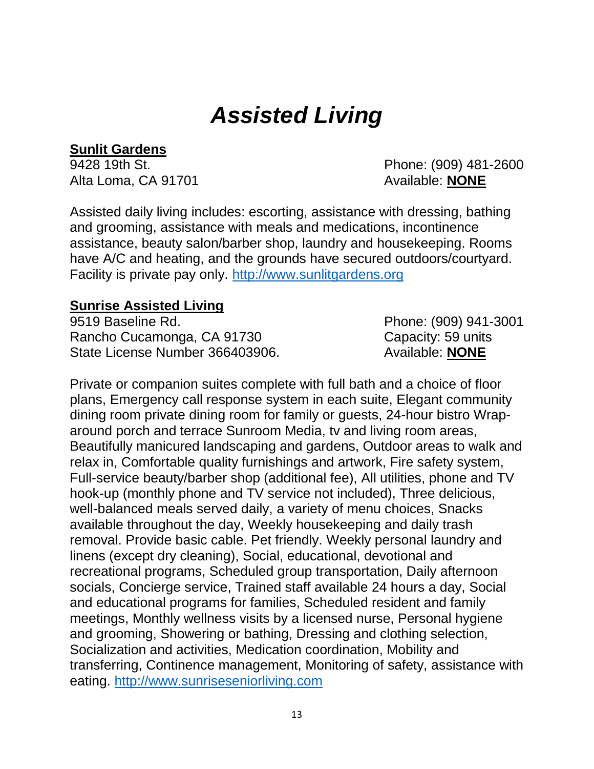# *Assisted Living*

**Sunlit Gardens**

9428 19th St.
Alta Loma, CA 91701

Phone: (909) 481-2600
Available: **NONE**

Assisted daily living includes: escorting, assistance with dressing, bathing and grooming, assistance with meals and medications, incontinence assistance, beauty salon/barber shop, laundry and housekeeping. Rooms have A/C and heating, and the grounds have secured outdoors/courtyard. Facility is private pay only. http://www.sunlitgardens.org

**Sunrise Assisted Living**

9519 Baseline Rd.
Rancho Cucamonga, CA 91730
State License Number 366403906.

Phone: (909) 941-3001
Capacity: 59 units
Available: **NONE**

Private or companion suites complete with full bath and a choice of floor plans, Emergency call response system in each suite, Elegant community dining room private dining room for family or guests, 24-hour bistro Wrap-around porch and terrace Sunroom Media, tv and living room areas, Beautifully manicured landscaping and gardens, Outdoor areas to walk and relax in, Comfortable quality furnishings and artwork, Fire safety system, Full-service beauty/barber shop (additional fee), All utilities, phone and TV hook-up (monthly phone and TV service not included), Three delicious, well-balanced meals served daily, a variety of menu choices, Snacks available throughout the day, Weekly housekeeping and daily trash removal. Provide basic cable. Pet friendly. Weekly personal laundry and linens (except dry cleaning), Social, educational, devotional and recreational programs, Scheduled group transportation, Daily afternoon socials, Concierge service, Trained staff available 24 hours a day, Social and educational programs for families, Scheduled resident and family meetings, Monthly wellness visits by a licensed nurse, Personal hygiene and grooming, Showering or bathing, Dressing and clothing selection, Socialization and activities, Medication coordination, Mobility and transferring, Continence management, Monitoring of safety, assistance with eating. http://www.sunriseseniorliving.com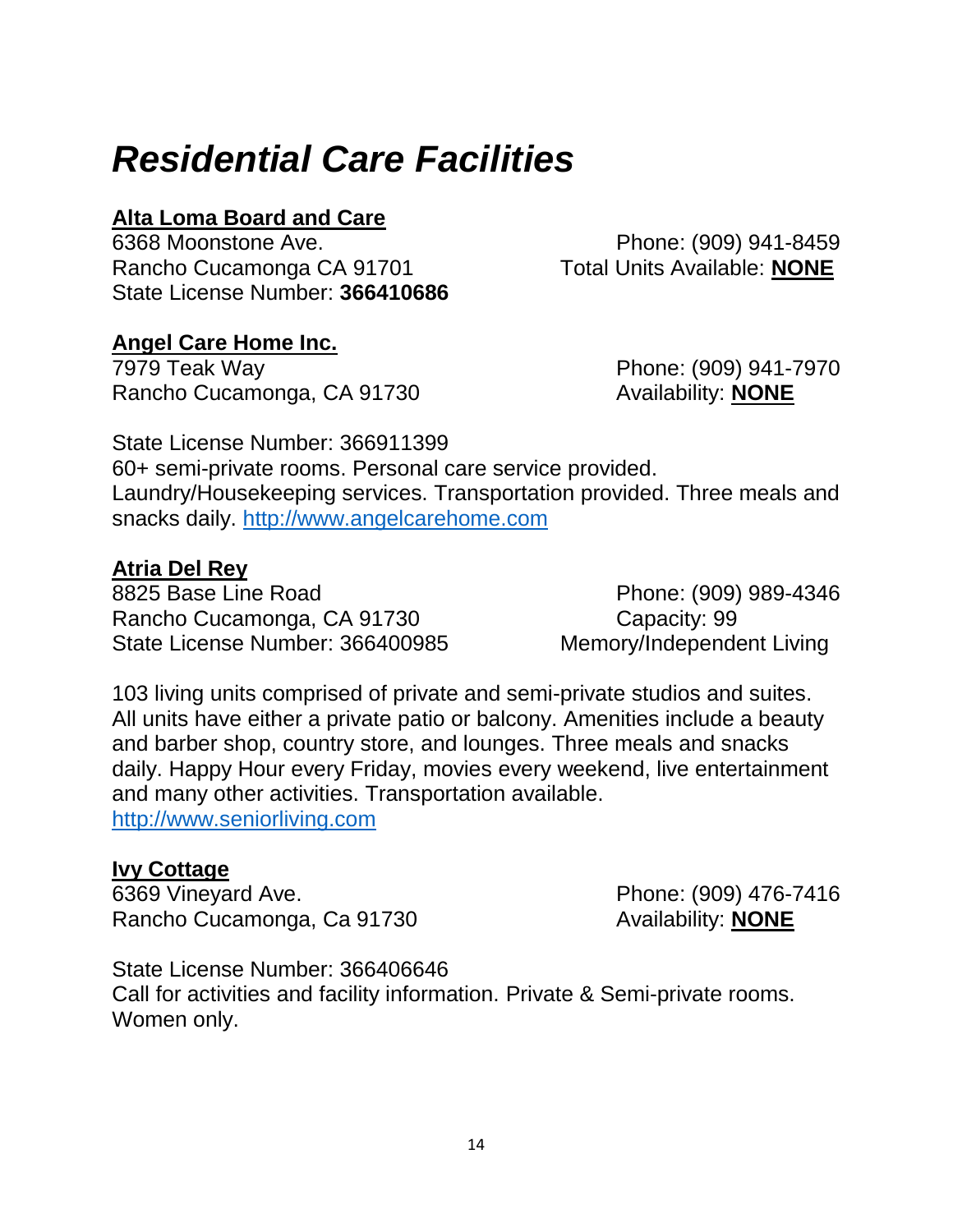# *Residential Care Facilities*

**Alta Loma Board and Care**
6368 Moonstone Ave.
Rancho Cucamonga CA 91701
State License Number: **366410686**
Phone: (909) 941-8459
Total Units Available: **NONE**

**Angel Care Home Inc.**
7979 Teak Way
Rancho Cucamonga, CA 91730
Phone: (909) 941-7970
Availability: **NONE**

State License Number: 366911399
60+ semi-private rooms. Personal care service provided. Laundry/Housekeeping services. Transportation provided. Three meals and snacks daily. http://www.angelcarehome.com

**Atria Del Rey**
8825 Base Line Road
Rancho Cucamonga, CA 91730
State License Number: 366400985
Phone: (909) 989-4346
Capacity: 99
Memory/Independent Living

103 living units comprised of private and semi-private studios and suites. All units have either a private patio or balcony. Amenities include a beauty and barber shop, country store, and lounges. Three meals and snacks daily. Happy Hour every Friday, movies every weekend, live entertainment and many other activities. Transportation available.
http://www.seniorliving.com

**Ivy Cottage**
6369 Vineyard Ave.
Rancho Cucamonga, Ca 91730
Phone: (909) 476-7416
Availability: **NONE**

State License Number: 366406646
Call for activities and facility information. Private & Semi-private rooms. Women only.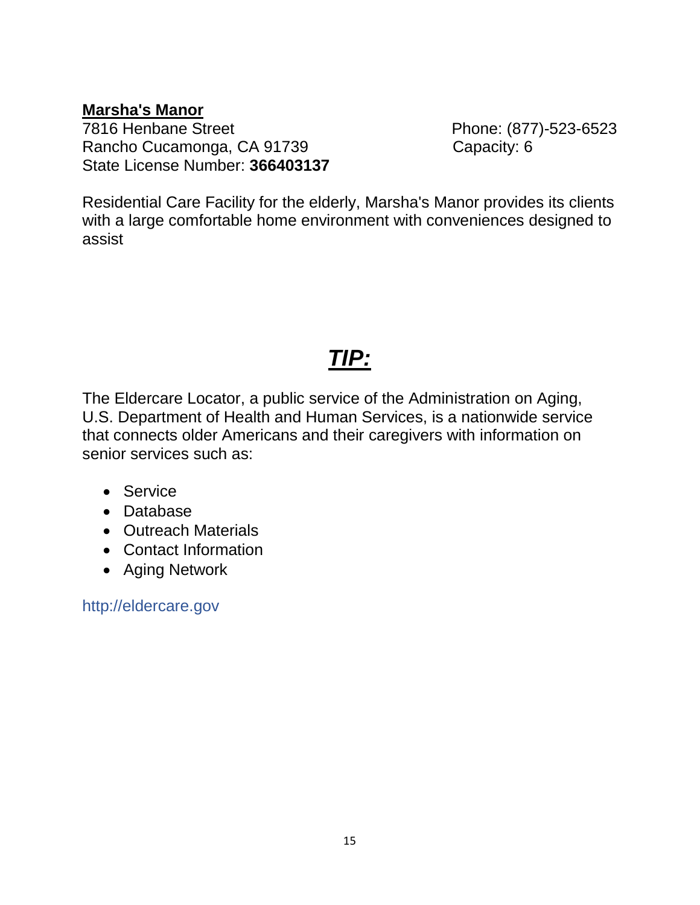**Marsha's Manor**

7816 Henbane Street
Rancho Cucamonga, CA 91739
State License Number: **366403137**

Phone: (877)-523-6523
Capacity: 6

Residential Care Facility for the elderly, Marsha's Manor provides its clients with a large comfortable home environment with conveniences designed to assist

# ***TIP:***

The Eldercare Locator, a public service of the Administration on Aging, U.S. Department of Health and Human Services, is a nationwide service that connects older Americans and their caregivers with information on senior services such as:

- Service
- Database
- Outreach Materials
- Contact Information
- Aging Network

http://eldercare.gov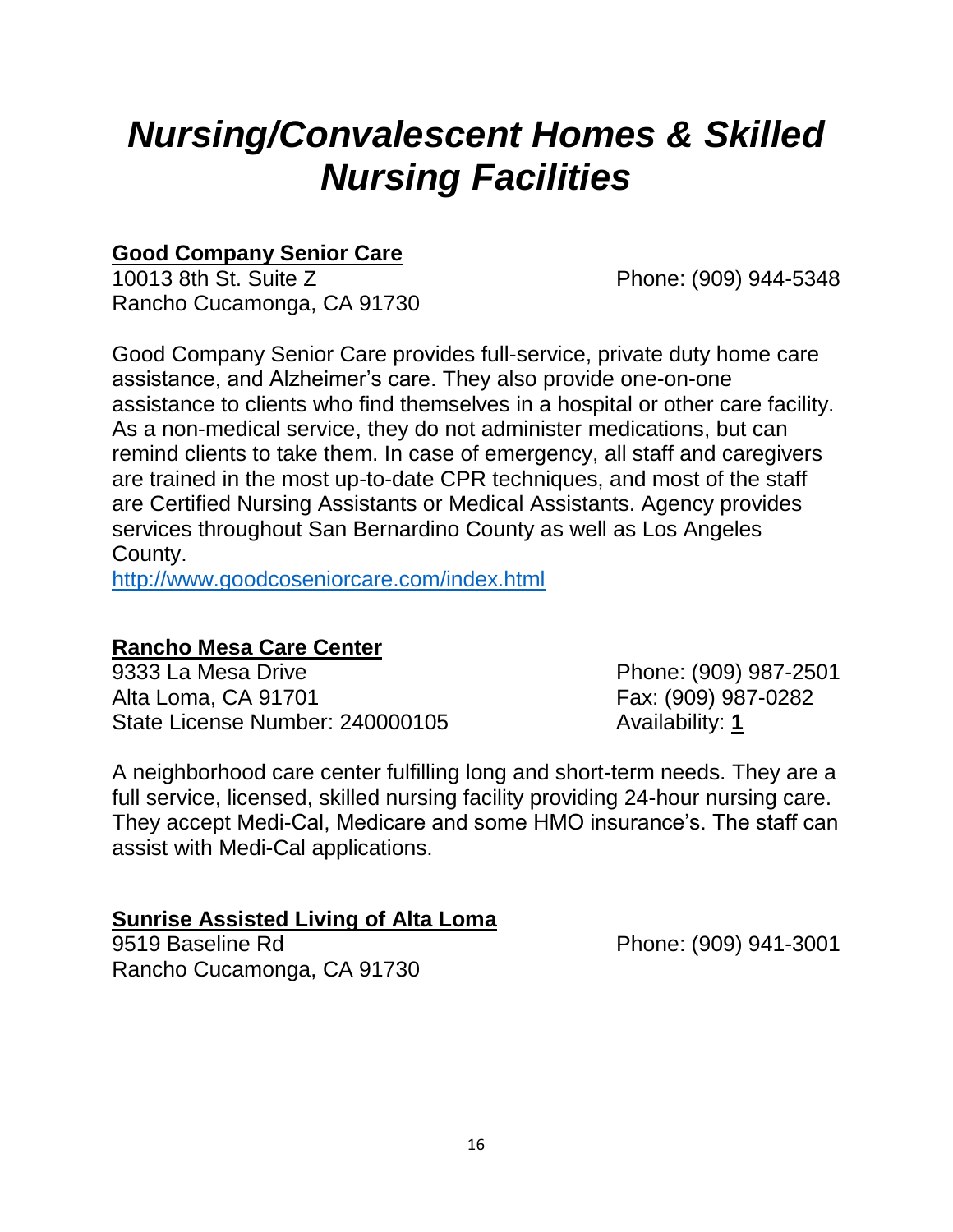# *Nursing/Convalescent Homes & Skilled Nursing Facilities*

## **Good Company Senior Care**

10013 8th St. Suite Z
Rancho Cucamonga, CA 91730

Phone: (909) 944-5348

Good Company Senior Care provides full-service, private duty home care assistance, and Alzheimer's care. They also provide one-on-one assistance to clients who find themselves in a hospital or other care facility. As a non-medical service, they do not administer medications, but can remind clients to take them. In case of emergency, all staff and caregivers are trained in the most up-to-date CPR techniques, and most of the staff are Certified Nursing Assistants or Medical Assistants. Agency provides services throughout San Bernardino County as well as Los Angeles County.

http://www.goodcoseniorcare.com/index.html

## **Rancho Mesa Care Center**

9333 La Mesa Drive
Alta Loma, CA 91701
State License Number: 240000105

Phone: (909) 987-2501
Fax: (909) 987-0282
Availability: **1**

A neighborhood care center fulfilling long and short-term needs. They are a full service, licensed, skilled nursing facility providing 24-hour nursing care. They accept Medi-Cal, Medicare and some HMO insurance's. The staff can assist with Medi-Cal applications.

## **Sunrise Assisted Living of Alta Loma**

9519 Baseline Rd
Rancho Cucamonga, CA 91730

Phone: (909) 941-3001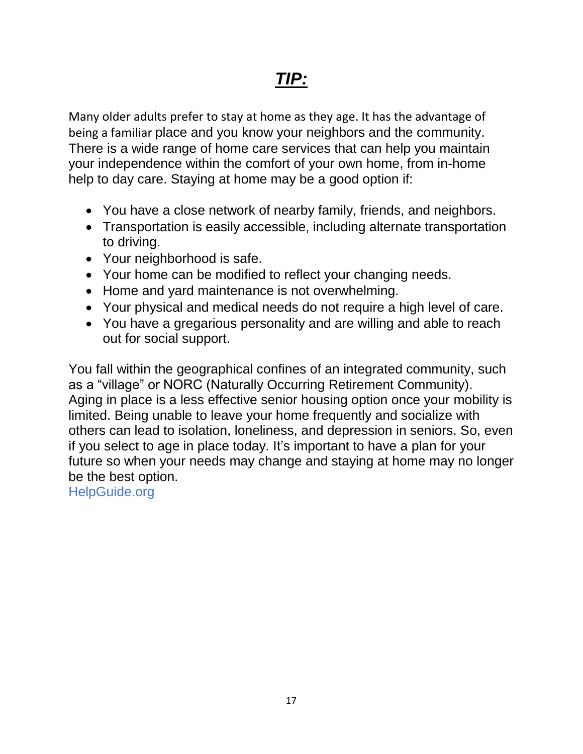# ***TIP:***

Many older adults prefer to stay at home as they age. It has the advantage of being a familiar place and you know your neighbors and the community. There is a wide range of home care services that can help you maintain your independence within the comfort of your own home, from in-home help to day care. Staying at home may be a good option if:

- You have a close network of nearby family, friends, and neighbors.
- Transportation is easily accessible, including alternate transportation to driving.
- Your neighborhood is safe.
- Your home can be modified to reflect your changing needs.
- Home and yard maintenance is not overwhelming.
- Your physical and medical needs do not require a high level of care.
- You have a gregarious personality and are willing and able to reach out for social support.

You fall within the geographical confines of an integrated community, such as a "village" or NORC (Naturally Occurring Retirement Community). Aging in place is a less effective senior housing option once your mobility is limited. Being unable to leave your home frequently and socialize with others can lead to isolation, loneliness, and depression in seniors. So, even if you select to age in place today. It's important to have a plan for your future so when your needs may change and staying at home may no longer be the best option.
HelpGuide.org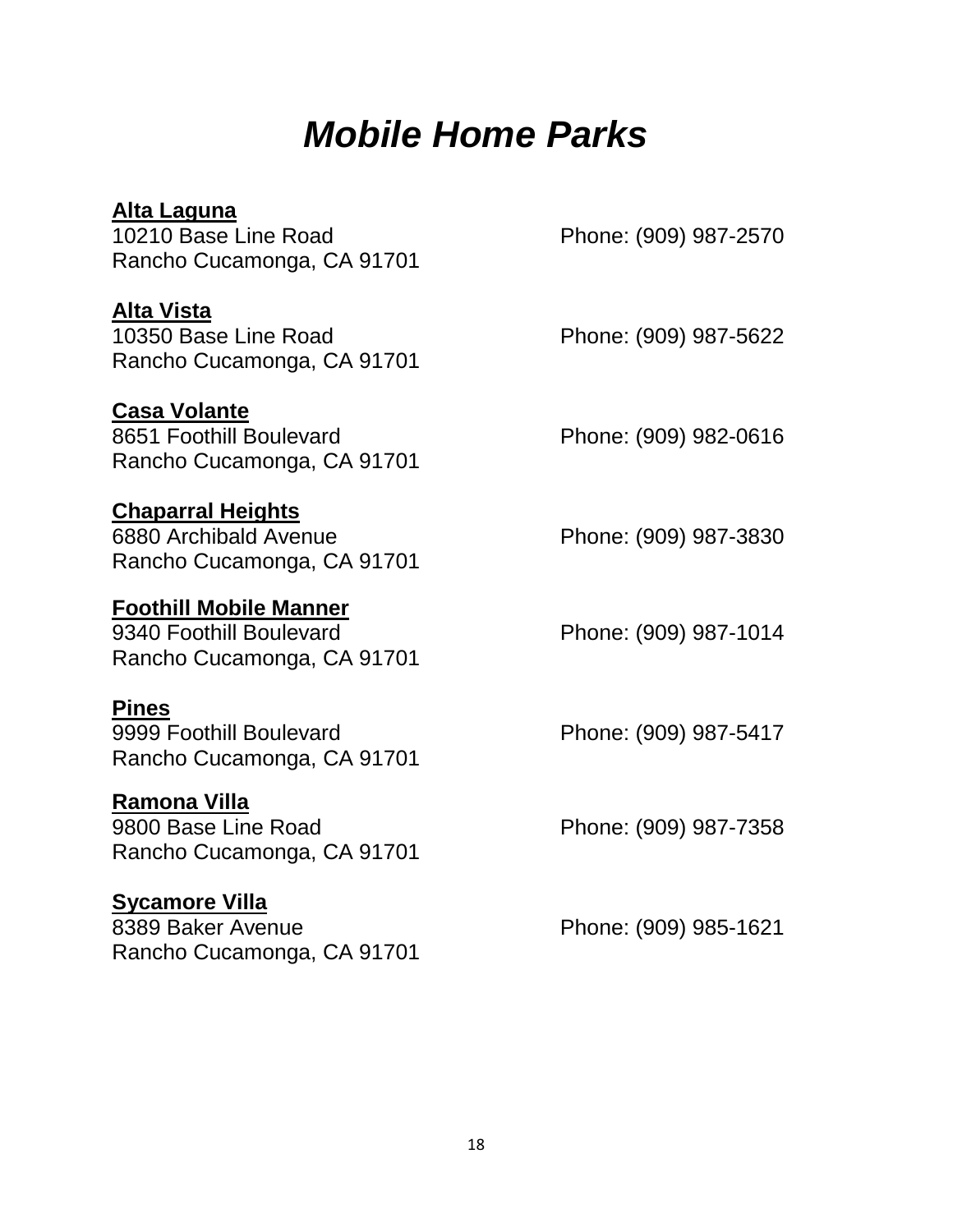# *Mobile Home Parks*

**Alta Laguna**
10210 Base Line Road
Rancho Cucamonga, CA 91701
Phone: (909) 987-2570

**Alta Vista**
10350 Base Line Road
Rancho Cucamonga, CA 91701
Phone: (909) 987-5622

**Casa Volante**
8651 Foothill Boulevard
Rancho Cucamonga, CA 91701
Phone: (909) 982-0616

**Chaparral Heights**
6880 Archibald Avenue
Rancho Cucamonga, CA 91701
Phone: (909) 987-3830

**Foothill Mobile Manner**
9340 Foothill Boulevard
Rancho Cucamonga, CA 91701
Phone: (909) 987-1014

**Pines**
9999 Foothill Boulevard
Rancho Cucamonga, CA 91701
Phone: (909) 987-5417

**Ramona Villa**
9800 Base Line Road
Rancho Cucamonga, CA 91701
Phone: (909) 987-7358

**Sycamore Villa**
8389 Baker Avenue
Rancho Cucamonga, CA 91701
Phone: (909) 985-1621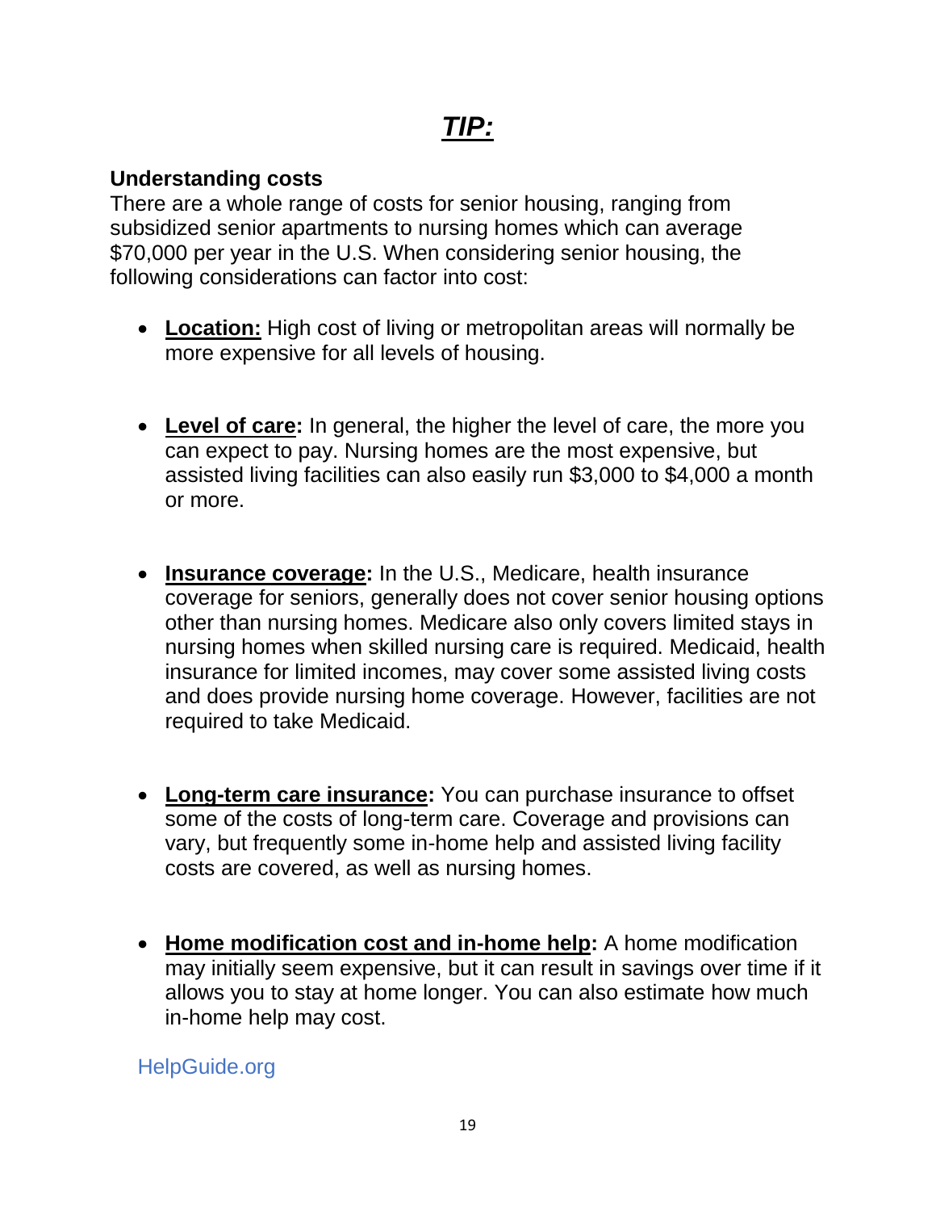# ***TIP:***

**Understanding costs**

There are a whole range of costs for senior housing, ranging from subsidized senior apartments to nursing homes which can average $70,000 per year in the U.S. When considering senior housing, the following considerations can factor into cost:

- **Location:** High cost of living or metropolitan areas will normally be more expensive for all levels of housing.

- **Level of care:** In general, the higher the level of care, the more you can expect to pay. Nursing homes are the most expensive, but assisted living facilities can also easily run $3,000 to $4,000 a month or more.

- **Insurance coverage:** In the U.S., Medicare, health insurance coverage for seniors, generally does not cover senior housing options other than nursing homes. Medicare also only covers limited stays in nursing homes when skilled nursing care is required. Medicaid, health insurance for limited incomes, may cover some assisted living costs and does provide nursing home coverage. However, facilities are not required to take Medicaid.

- **Long-term care insurance:** You can purchase insurance to offset some of the costs of long-term care. Coverage and provisions can vary, but frequently some in-home help and assisted living facility costs are covered, as well as nursing homes.

- **Home modification cost and in-home help:** A home modification may initially seem expensive, but it can result in savings over time if it allows you to stay at home longer. You can also estimate how much in-home help may cost.

HelpGuide.org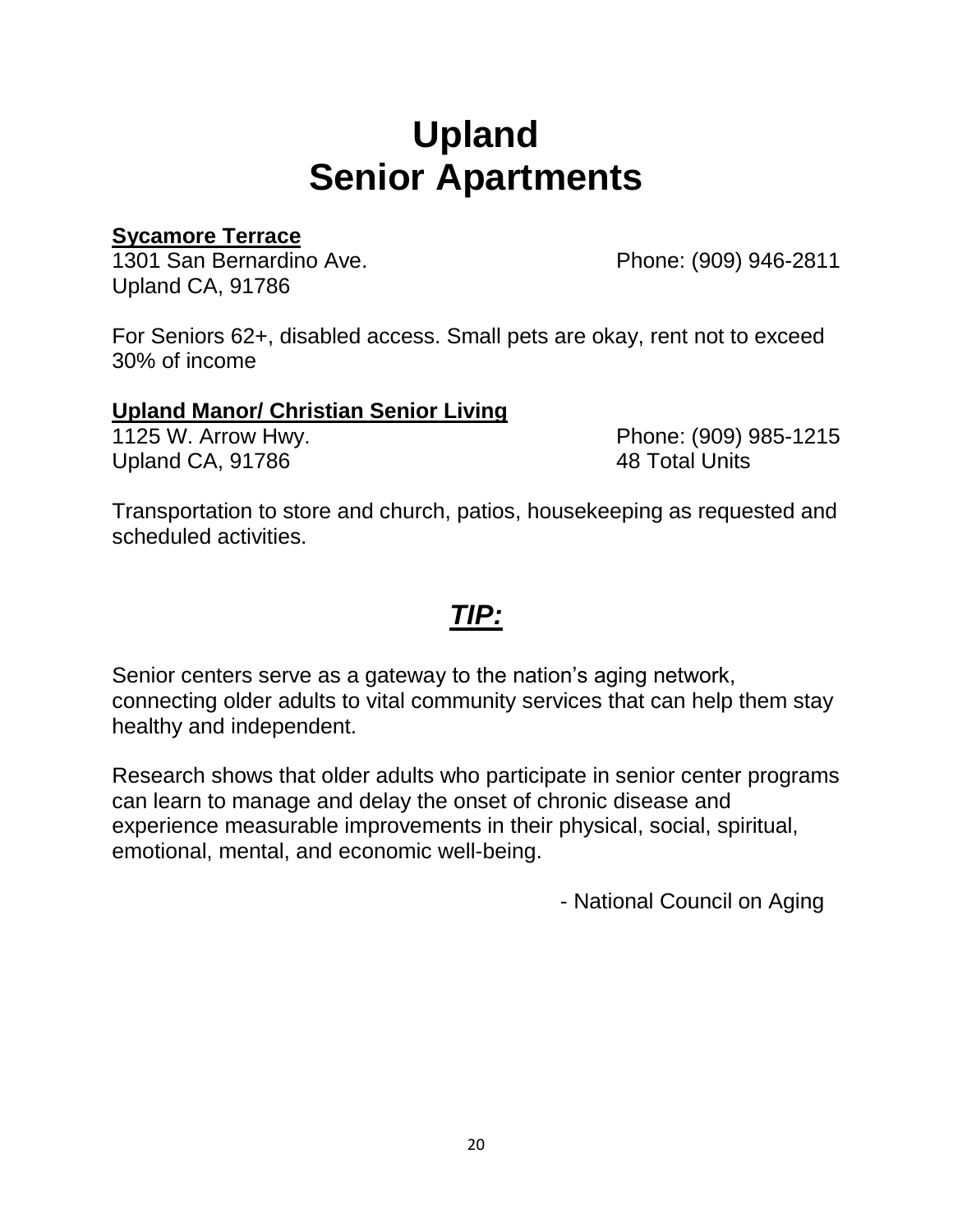# Upland
# Senior Apartments

**Sycamore Terrace**

1301 San Bernardino Ave.
Upland CA, 91786

Phone: (909) 946-2811

For Seniors 62+, disabled access. Small pets are okay, rent not to exceed 30% of income

**Upland Manor/ Christian Senior Living**

1125 W. Arrow Hwy.
Upland CA, 91786

Phone: (909) 985-1215
48 Total Units

Transportation to store and church, patios, housekeeping as requested and scheduled activities.

## ***TIP:***

Senior centers serve as a gateway to the nation's aging network, connecting older adults to vital community services that can help them stay healthy and independent.

Research shows that older adults who participate in senior center programs can learn to manage and delay the onset of chronic disease and experience measurable improvements in their physical, social, spiritual, emotional, mental, and economic well-being.

- National Council on Aging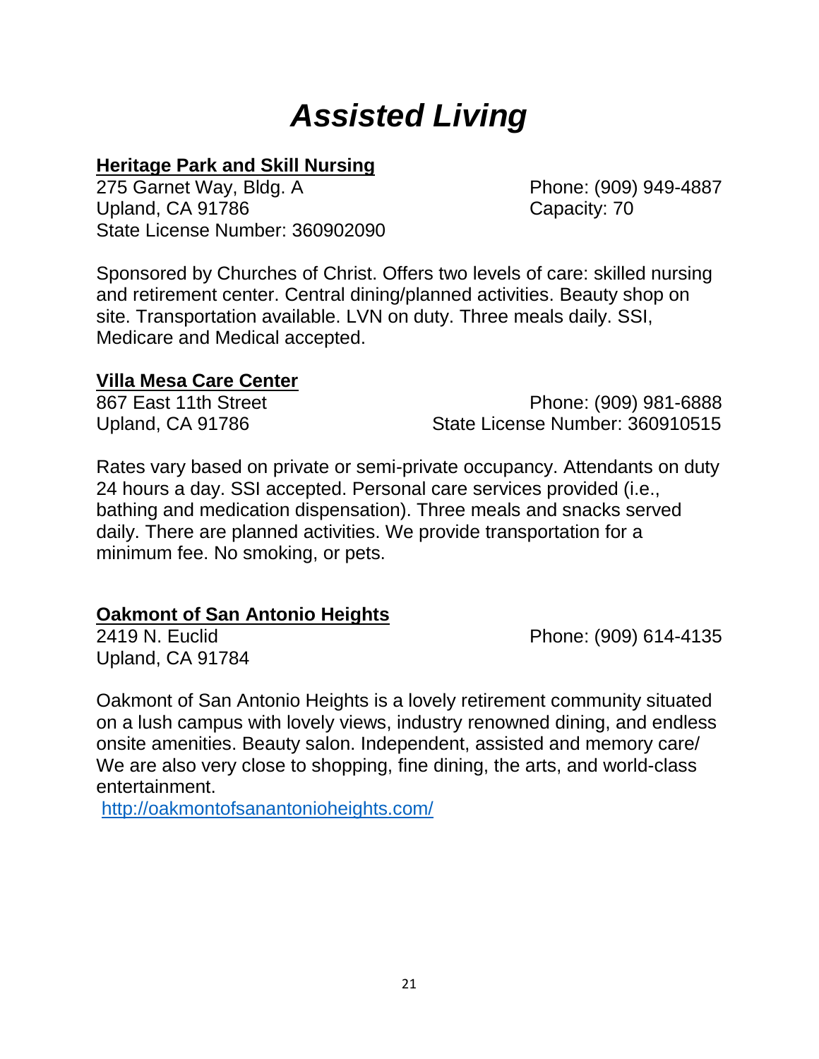# *Assisted Living*

**Heritage Park and Skill Nursing**

275 Garnet Way, Bldg. A
Upland, CA 91786
State License Number: 360902090

Phone: (909) 949-4887
Capacity: 70

Sponsored by Churches of Christ. Offers two levels of care: skilled nursing and retirement center. Central dining/planned activities. Beauty shop on site. Transportation available. LVN on duty. Three meals daily. SSI, Medicare and Medical accepted.

**Villa Mesa Care Center**

867 East 11th Street
Upland, CA 91786

Phone: (909) 981-6888
State License Number: 360910515

Rates vary based on private or semi-private occupancy. Attendants on duty 24 hours a day. SSI accepted. Personal care services provided (i.e., bathing and medication dispensation). Three meals and snacks served daily. There are planned activities. We provide transportation for a minimum fee. No smoking, or pets.

**Oakmont of San Antonio Heights**

2419 N. Euclid
Upland, CA 91784

Phone: (909) 614-4135

Oakmont of San Antonio Heights is a lovely retirement community situated on a lush campus with lovely views, industry renowned dining, and endless onsite amenities. Beauty salon. Independent, assisted and memory care/ We are also very close to shopping, fine dining, the arts, and world-class entertainment.

http://oakmontofsanantonioheights.com/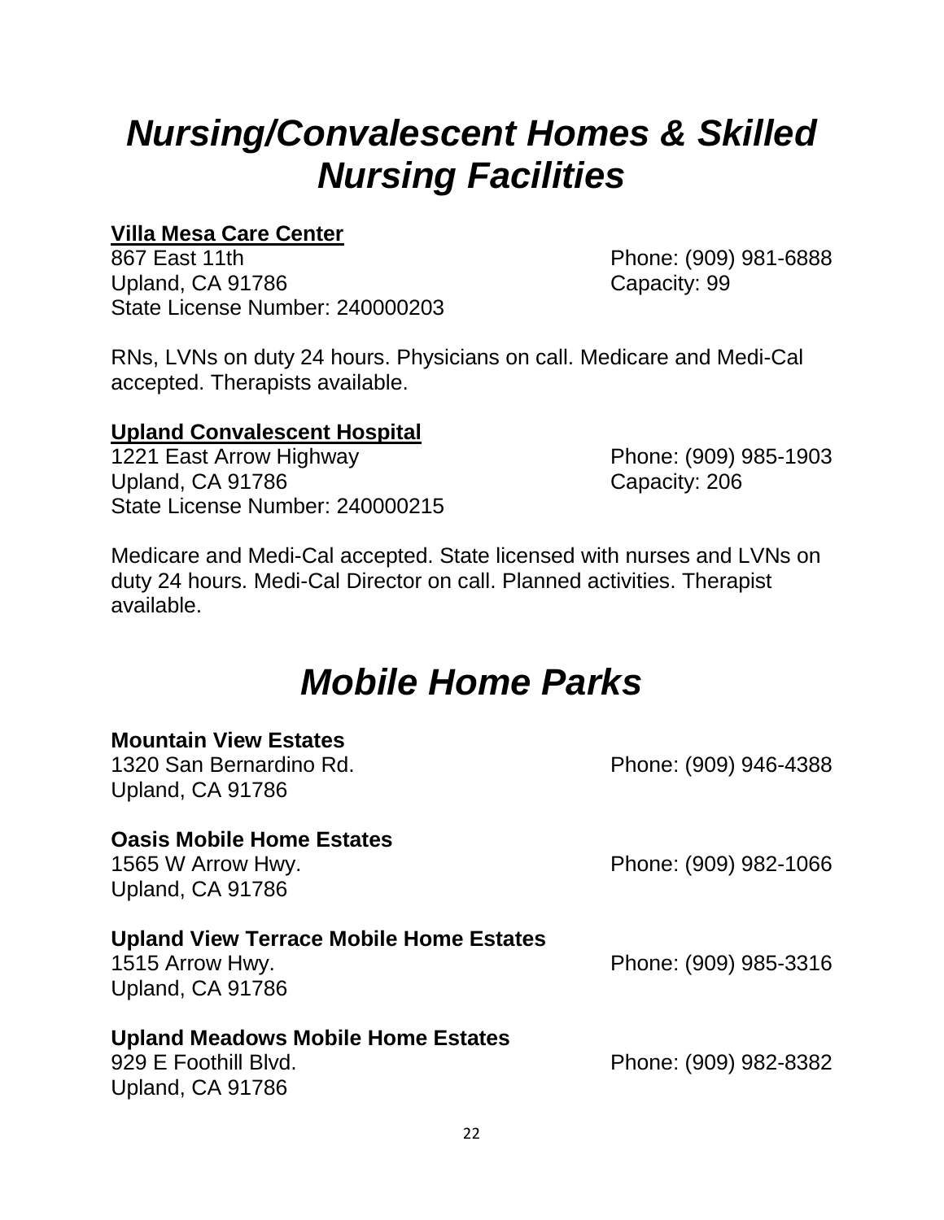# *Nursing/Convalescent Homes & Skilled Nursing Facilities*

**Villa Mesa Care Center**
867 East 11th
Upland, CA 91786
State License Number: 240000203

Phone: (909) 981-6888
Capacity: 99

RNs, LVNs on duty 24 hours. Physicians on call. Medicare and Medi-Cal accepted. Therapists available.

**Upland Convalescent Hospital**
1221 East Arrow Highway
Upland, CA 91786
State License Number: 240000215

Phone: (909) 985-1903
Capacity: 206

Medicare and Medi-Cal accepted. State licensed with nurses and LVNs on duty 24 hours. Medi-Cal Director on call. Planned activities. Therapist available.

# *Mobile Home Parks*

**Mountain View Estates**
1320 San Bernardino Rd.
Upland, CA 91786
Phone: (909) 946-4388

**Oasis Mobile Home Estates**
1565 W Arrow Hwy.
Upland, CA 91786
Phone: (909) 982-1066

**Upland View Terrace Mobile Home Estates**
1515 Arrow Hwy.
Upland, CA 91786
Phone: (909) 985-3316

**Upland Meadows Mobile Home Estates**
929 E Foothill Blvd.
Upland, CA 91786
Phone: (909) 982-8382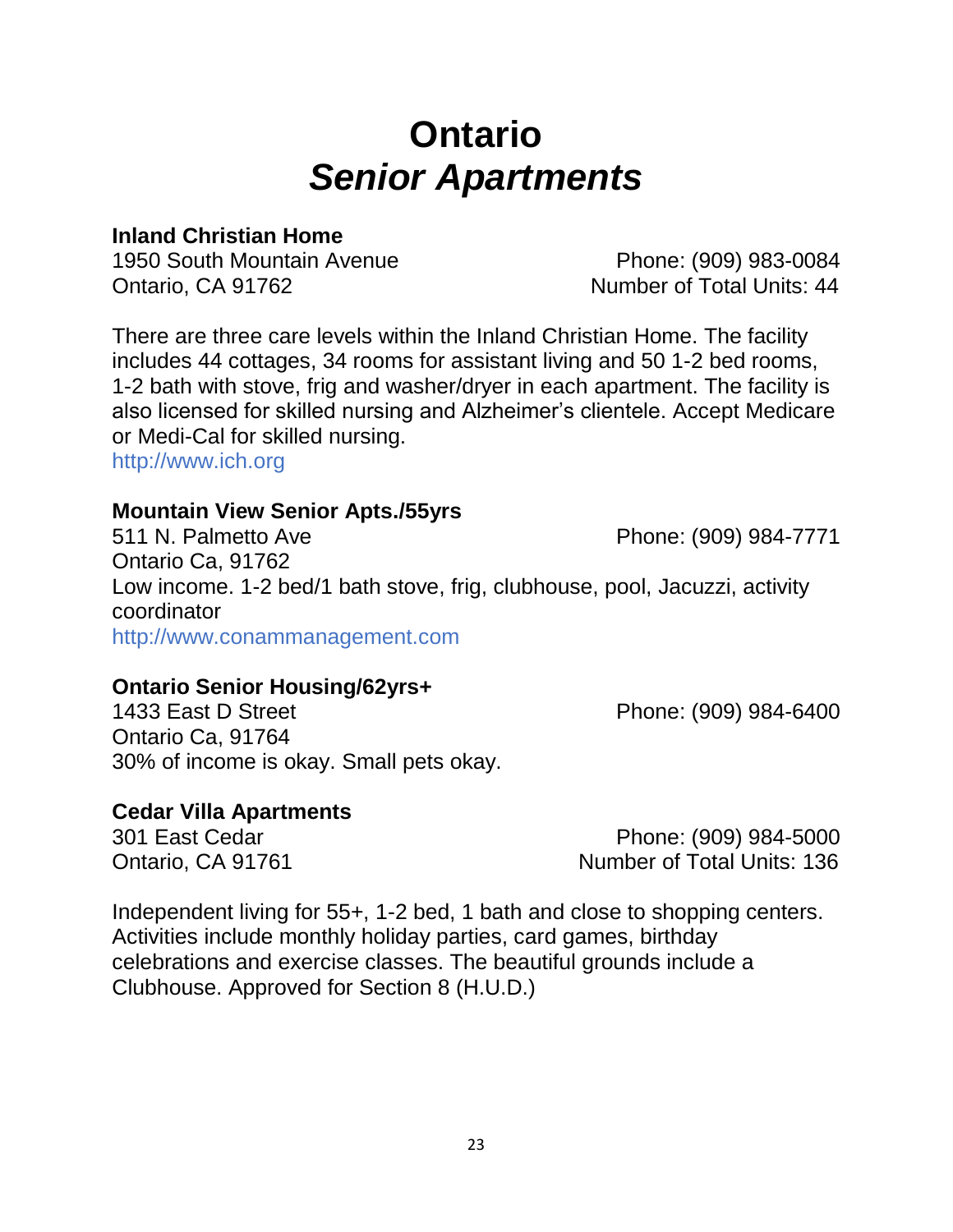# Ontario
# *Senior Apartments*

**Inland Christian Home**
1950 South Mountain Avenue
Ontario, CA 91762
Phone: (909) 983-0084
Number of Total Units: 44

There are three care levels within the Inland Christian Home. The facility includes 44 cottages, 34 rooms for assistant living and 50 1-2 bed rooms, 1-2 bath with stove, frig and washer/dryer in each apartment. The facility is also licensed for skilled nursing and Alzheimer's clientele. Accept Medicare or Medi-Cal for skilled nursing.
http://www.ich.org

**Mountain View Senior Apts./55yrs**
511 N. Palmetto Ave
Ontario Ca, 91762
Phone: (909) 984-7771
Low income. 1-2 bed/1 bath stove, frig, clubhouse, pool, Jacuzzi, activity coordinator
http://www.conammanagement.com

**Ontario Senior Housing/62yrs+**
1433 East D Street
Ontario Ca, 91764
Phone: (909) 984-6400
30% of income is okay. Small pets okay.

**Cedar Villa Apartments**
301 East Cedar
Ontario, CA 91761
Phone: (909) 984-5000
Number of Total Units: 136

Independent living for 55+, 1-2 bed, 1 bath and close to shopping centers. Activities include monthly holiday parties, card games, birthday celebrations and exercise classes. The beautiful grounds include a Clubhouse. Approved for Section 8 (H.U.D.)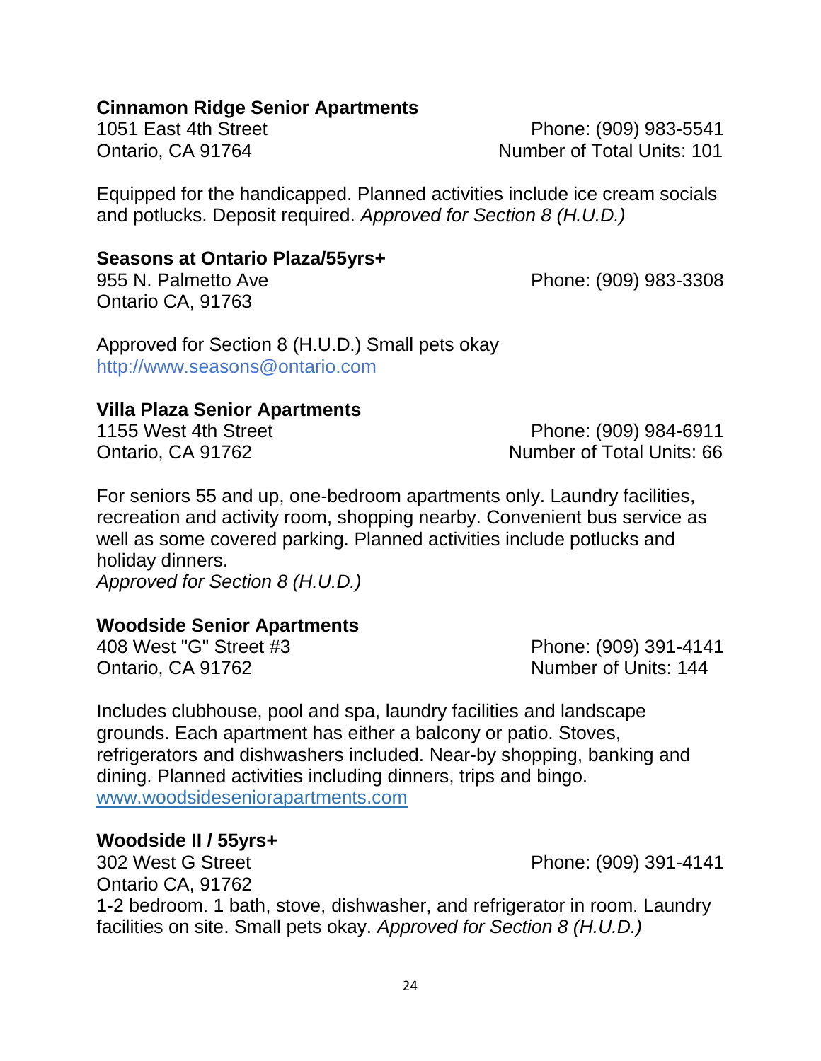**Cinnamon Ridge Senior Apartments**
1051 East 4th Street
Ontario, CA 91764
Phone: (909) 983-5541
Number of Total Units: 101

Equipped for the handicapped. Planned activities include ice cream socials and potlucks. Deposit required. *Approved for Section 8 (H.U.D.)*

**Seasons at Ontario Plaza/55yrs+**
955 N. Palmetto Ave
Ontario CA, 91763
Phone: (909) 983-3308

Approved for Section 8 (H.U.D.) Small pets okay
http://www.seasons@ontario.com

**Villa Plaza Senior Apartments**
1155 West 4th Street
Ontario, CA 91762
Phone: (909) 984-6911
Number of Total Units: 66

For seniors 55 and up, one-bedroom apartments only. Laundry facilities, recreation and activity room, shopping nearby. Convenient bus service as well as some covered parking. Planned activities include potlucks and holiday dinners.
*Approved for Section 8 (H.U.D.)*

**Woodside Senior Apartments**
408 West "G" Street #3
Ontario, CA 91762
Phone: (909) 391-4141
Number of Units: 144

Includes clubhouse, pool and spa, laundry facilities and landscape grounds. Each apartment has either a balcony or patio. Stoves, refrigerators and dishwashers included. Near-by shopping, banking and dining. Planned activities including dinners, trips and bingo.
www.woodsideseniorapartments.com

**Woodside II / 55yrs+**
302 West G Street
Ontario CA, 91762
Phone: (909) 391-4141
1-2 bedroom. 1 bath, stove, dishwasher, and refrigerator in room. Laundry facilities on site. Small pets okay. *Approved for Section 8 (H.U.D.)*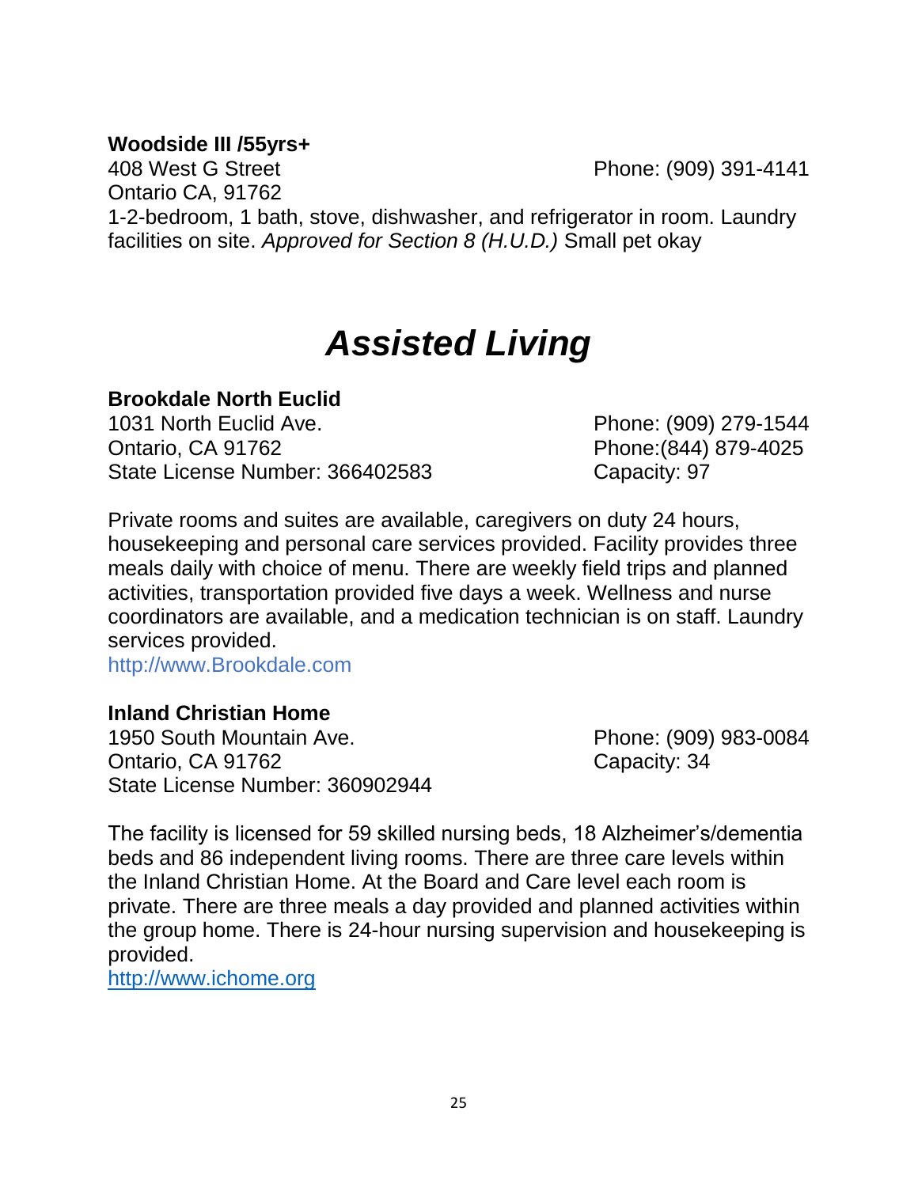**Woodside III /55yrs+**
408 West G Street
Ontario CA, 91762
Phone: (909) 391-4141

1-2-bedroom, 1 bath, stove, dishwasher, and refrigerator in room. Laundry facilities on site. *Approved for Section 8 (H.U.D.)* Small pet okay

# *Assisted Living*

**Brookdale North Euclid**
1031 North Euclid Ave.
Ontario, CA 91762
State License Number: 366402583
Phone: (909) 279-1544
Phone:(844) 879-4025
Capacity: 97

Private rooms and suites are available, caregivers on duty 24 hours, housekeeping and personal care services provided. Facility provides three meals daily with choice of menu. There are weekly field trips and planned activities, transportation provided five days a week. Wellness and nurse coordinators are available, and a medication technician is on staff. Laundry services provided.
http://www.Brookdale.com

**Inland Christian Home**
1950 South Mountain Ave.
Ontario, CA 91762
State License Number: 360902944
Phone: (909) 983-0084
Capacity: 34

The facility is licensed for 59 skilled nursing beds, 18 Alzheimer's/dementia beds and 86 independent living rooms. There are three care levels within the Inland Christian Home. At the Board and Care level each room is private. There are three meals a day provided and planned activities within the group home. There is 24-hour nursing supervision and housekeeping is provided.
http://www.ichome.org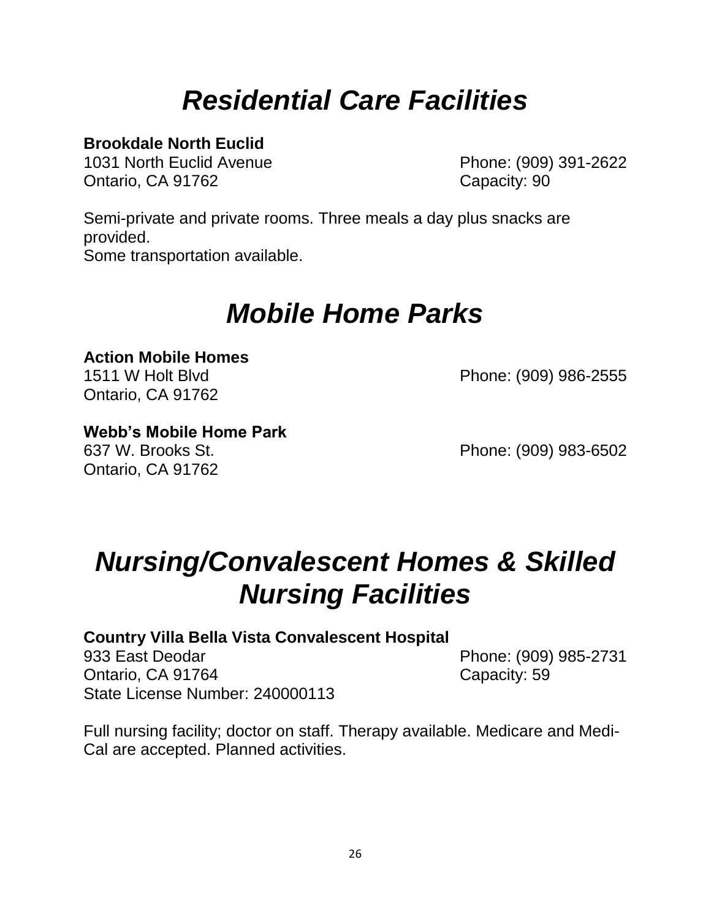# *Residential Care Facilities*

**Brookdale North Euclid**
1031 North Euclid Avenue
Ontario, CA 91762
Phone: (909) 391-2622
Capacity: 90

Semi-private and private rooms. Three meals a day plus snacks are provided.
Some transportation available.

# *Mobile Home Parks*

**Action Mobile Homes**
1511 W Holt Blvd
Ontario, CA 91762
Phone: (909) 986-2555

**Webb's Mobile Home Park**
637 W. Brooks St.
Ontario, CA 91762
Phone: (909) 983-6502

# *Nursing/Convalescent Homes & Skilled Nursing Facilities*

**Country Villa Bella Vista Convalescent Hospital**
933 East Deodar
Ontario, CA 91764
State License Number: 240000113
Phone: (909) 985-2731
Capacity: 59

Full nursing facility; doctor on staff. Therapy available. Medicare and Medi-Cal are accepted. Planned activities.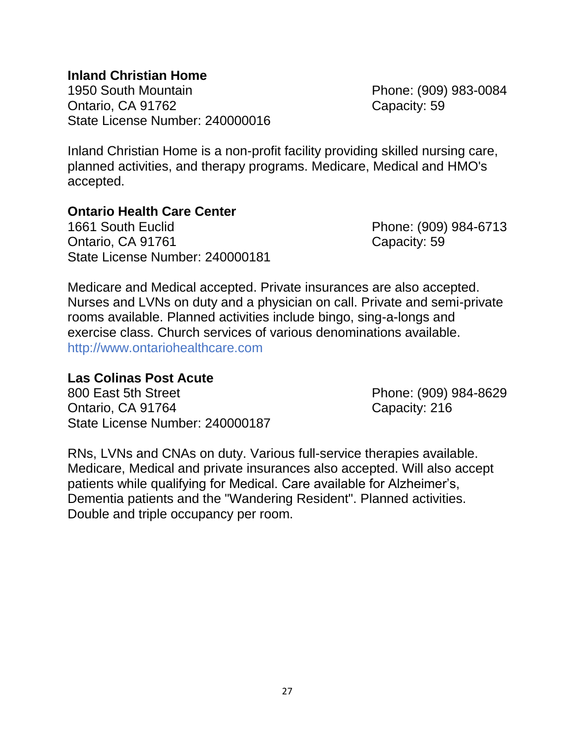**Inland Christian Home**
1950 South Mountain
Ontario, CA 91762
State License Number: 240000016

Phone: (909) 983-0084
Capacity: 59

Inland Christian Home is a non-profit facility providing skilled nursing care, planned activities, and therapy programs. Medicare, Medical and HMO's accepted.

**Ontario Health Care Center**
1661 South Euclid
Ontario, CA 91761
State License Number: 240000181

Phone: (909) 984-6713
Capacity: 59

Medicare and Medical accepted. Private insurances are also accepted. Nurses and LVNs on duty and a physician on call. Private and semi-private rooms available. Planned activities include bingo, sing-a-longs and exercise class. Church services of various denominations available.
http://www.ontariohealthcare.com

**Las Colinas Post Acute**
800 East 5th Street
Ontario, CA 91764
State License Number: 240000187

Phone: (909) 984-8629
Capacity: 216

RNs, LVNs and CNAs on duty. Various full-service therapies available. Medicare, Medical and private insurances also accepted. Will also accept patients while qualifying for Medical. Care available for Alzheimer's, Dementia patients and the "Wandering Resident". Planned activities. Double and triple occupancy per room.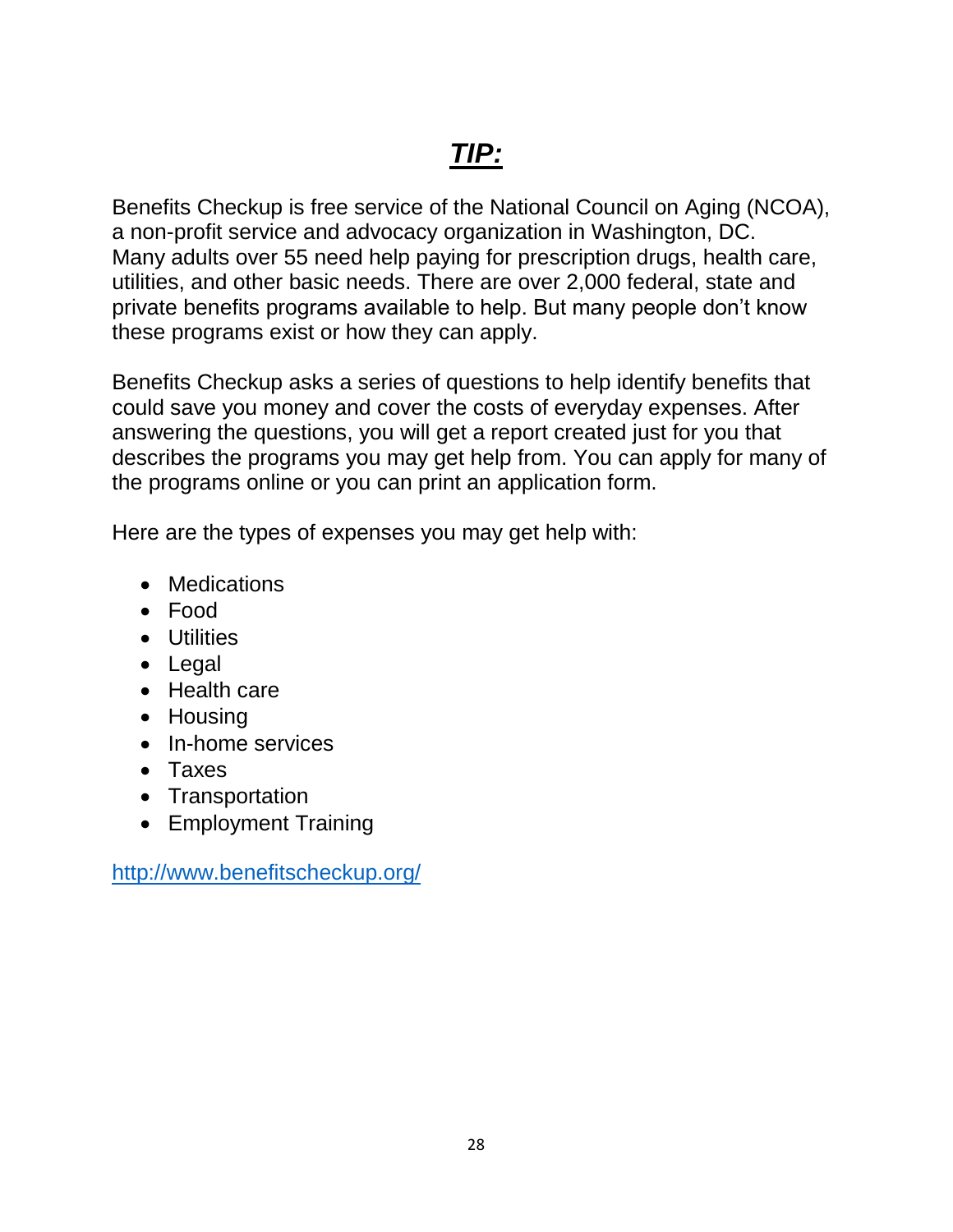# ***TIP:***

Benefits Checkup is free service of the National Council on Aging (NCOA), a non-profit service and advocacy organization in Washington, DC. Many adults over 55 need help paying for prescription drugs, health care, utilities, and other basic needs. There are over 2,000 federal, state and private benefits programs available to help. But many people don't know these programs exist or how they can apply.

Benefits Checkup asks a series of questions to help identify benefits that could save you money and cover the costs of everyday expenses. After answering the questions, you will get a report created just for you that describes the programs you may get help from. You can apply for many of the programs online or you can print an application form.

Here are the types of expenses you may get help with:

- Medications
- Food
- Utilities
- Legal
- Health care
- Housing
- In-home services
- Taxes
- Transportation
- Employment Training

[http://www.benefitscheckup.org/](http://www.benefitscheckup.org/)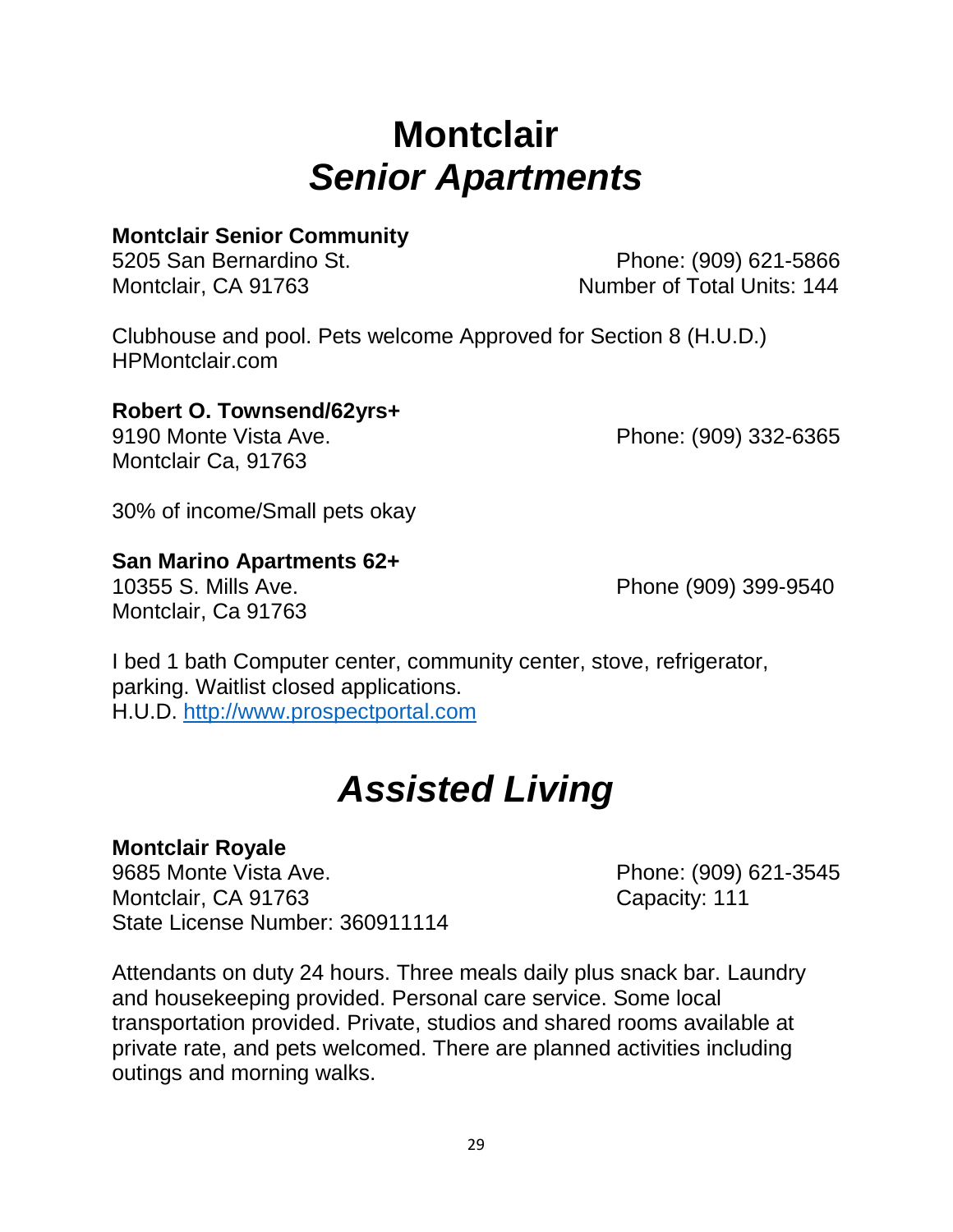# Montclair
## *Senior Apartments*

**Montclair Senior Community**
5205 San Bernardino St.
Montclair, CA 91763
Phone: (909) 621-5866
Number of Total Units: 144

Clubhouse and pool. Pets welcome Approved for Section 8 (H.U.D.)
HPMontclair.com

**Robert O. Townsend/62yrs+**
9190 Monte Vista Ave.
Montclair Ca, 91763
Phone: (909) 332-6365

30% of income/Small pets okay

**San Marino Apartments 62+**
10355 S. Mills Ave.
Montclair, Ca 91763
Phone (909) 399-9540

I bed 1 bath Computer center, community center, stove, refrigerator, parking. Waitlist closed applications.
H.U.D. http://www.prospectportal.com

## *Assisted Living*

**Montclair Royale**
9685 Monte Vista Ave.
Montclair, CA 91763
State License Number: 360911114
Phone: (909) 621-3545
Capacity: 111

Attendants on duty 24 hours. Three meals daily plus snack bar. Laundry and housekeeping provided. Personal care service. Some local transportation provided. Private, studios and shared rooms available at private rate, and pets welcomed. There are planned activities including outings and morning walks.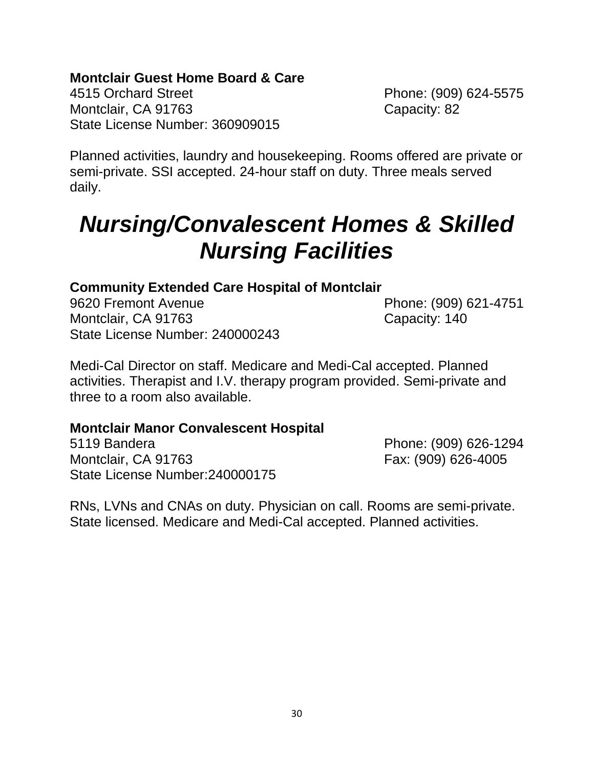**Montclair Guest Home Board & Care**
4515 Orchard Street
Montclair, CA 91763
State License Number: 360909015

Phone: (909) 624-5575
Capacity: 82

Planned activities, laundry and housekeeping. Rooms offered are private or semi-private. SSI accepted. 24-hour staff on duty. Three meals served daily.

# *Nursing/Convalescent Homes & Skilled Nursing Facilities*

**Community Extended Care Hospital of Montclair**
9620 Fremont Avenue
Montclair, CA 91763
State License Number: 240000243

Phone: (909) 621-4751
Capacity: 140

Medi-Cal Director on staff. Medicare and Medi-Cal accepted. Planned activities. Therapist and I.V. therapy program provided. Semi-private and three to a room also available.

**Montclair Manor Convalescent Hospital**
5119 Bandera
Montclair, CA 91763
State License Number:240000175

Phone: (909) 626-1294
Fax: (909) 626-4005

RNs, LVNs and CNAs on duty. Physician on call. Rooms are semi-private. State licensed. Medicare and Medi-Cal accepted. Planned activities.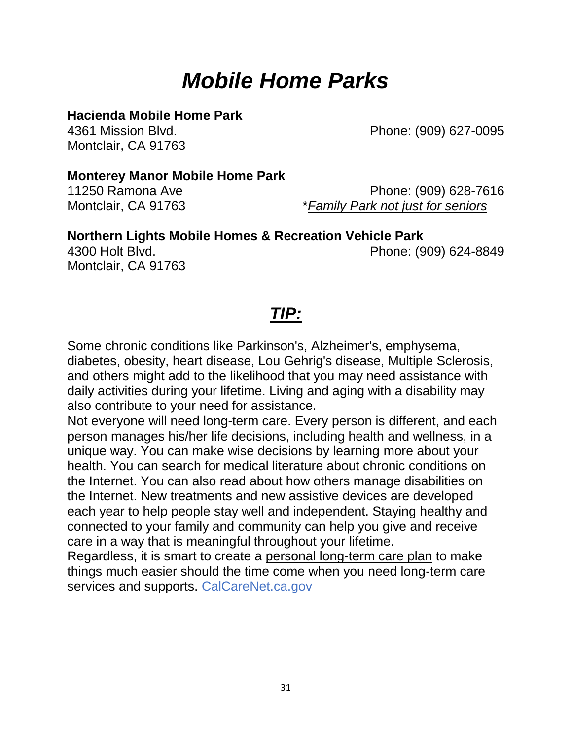# *Mobile Home Parks*

**Hacienda Mobile Home Park**
4361 Mission Blvd.
Montclair, CA 91763
Phone: (909) 627-0095

**Monterey Manor Mobile Home Park**
11250 Ramona Ave
Montclair, CA 91763
Phone: (909) 628-7616
**Family Park not just for seniors*

**Northern Lights Mobile Homes & Recreation Vehicle Park**
4300 Holt Blvd.
Montclair, CA 91763
Phone: (909) 624-8849

## *TIP:*

Some chronic conditions like Parkinson's, Alzheimer's, emphysema, diabetes, obesity, heart disease, Lou Gehrig's disease, Multiple Sclerosis, and others might add to the likelihood that you may need assistance with daily activities during your lifetime. Living and aging with a disability may also contribute to your need for assistance.

Not everyone will need long-term care. Every person is different, and each person manages his/her life decisions, including health and wellness, in a unique way. You can make wise decisions by learning more about your health. You can search for medical literature about chronic conditions on the Internet. You can also read about how others manage disabilities on the Internet. New treatments and new assistive devices are developed each year to help people stay well and independent. Staying healthy and connected to your family and community can help you give and receive care in a way that is meaningful throughout your lifetime.

Regardless, it is smart to create a personal long-term care plan to make things much easier should the time come when you need long-term care services and supports. CalCareNet.ca.gov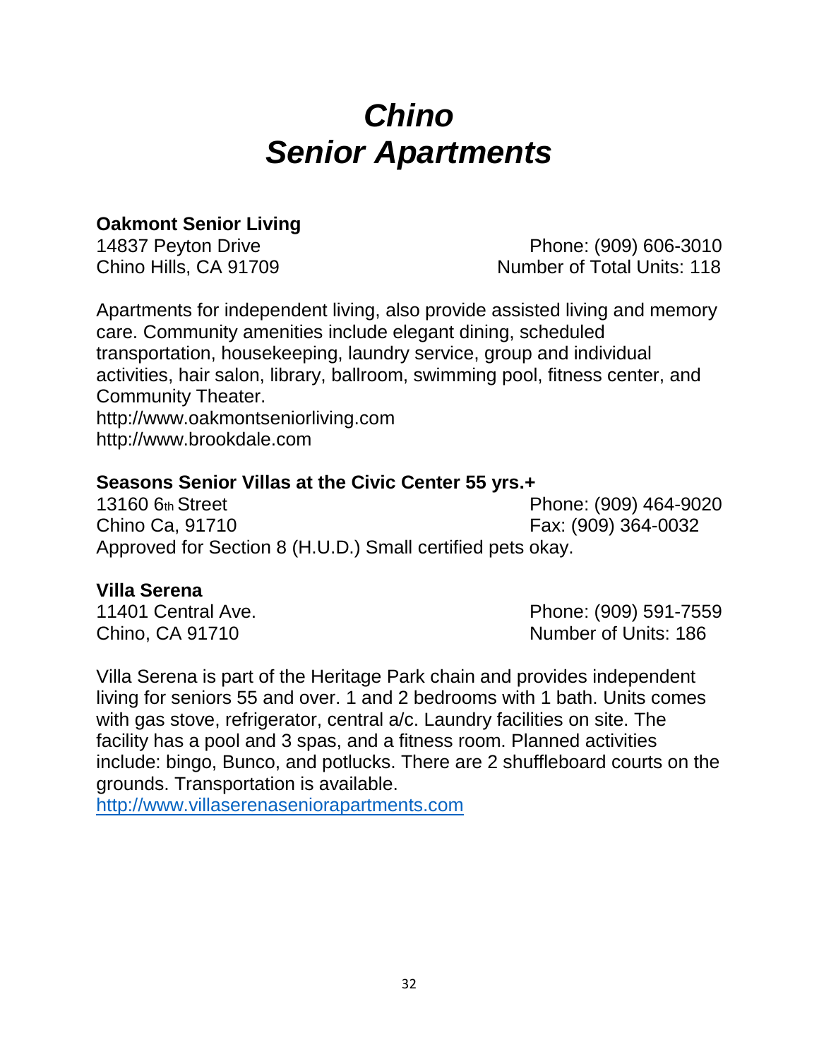# *Chino*
# *Senior Apartments*

**Oakmont Senior Living**
14837 Peyton Drive
Chino Hills, CA 91709
Phone: (909) 606-3010
Number of Total Units: 118

Apartments for independent living, also provide assisted living and memory care. Community amenities include elegant dining, scheduled transportation, housekeeping, laundry service, group and individual activities, hair salon, library, ballroom, swimming pool, fitness center, and Community Theater.
http://www.oakmontseniorliving.com
http://www.brookdale.com

**Seasons Senior Villas at the Civic Center 55 yrs.+**
13160 6th Street
Chino Ca, 91710
Phone: (909) 464-9020
Fax: (909) 364-0032
Approved for Section 8 (H.U.D.) Small certified pets okay.

**Villa Serena**
11401 Central Ave.
Chino, CA 91710
Phone: (909) 591-7559
Number of Units: 186

Villa Serena is part of the Heritage Park chain and provides independent living for seniors 55 and over. 1 and 2 bedrooms with 1 bath. Units comes with gas stove, refrigerator, central a/c. Laundry facilities on site. The facility has a pool and 3 spas, and a fitness room. Planned activities include: bingo, Bunco, and potlucks. There are 2 shuffleboard courts on the grounds. Transportation is available.
http://www.villaserenaseniorapartments.com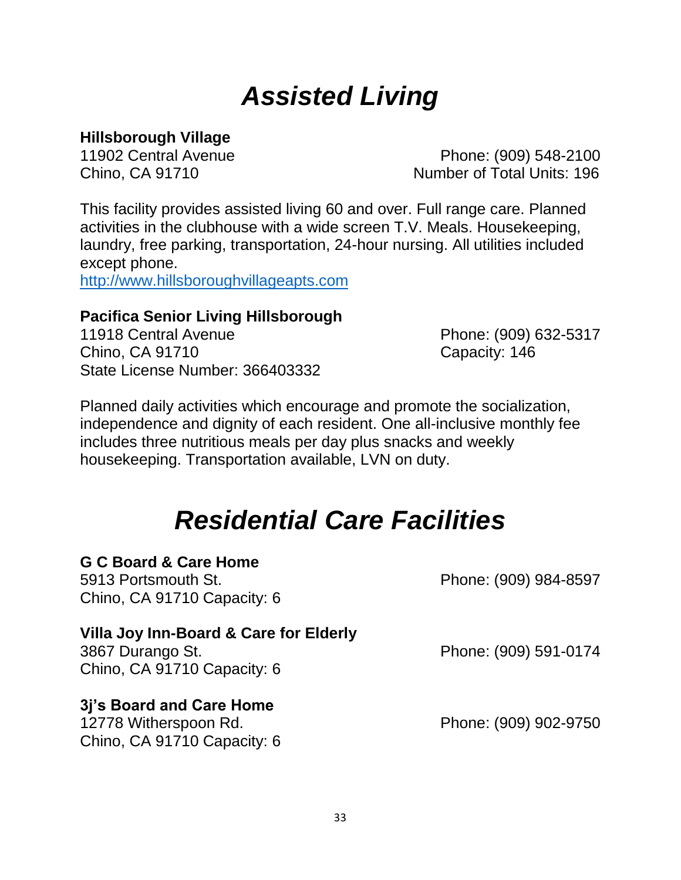# *Assisted Living*

**Hillsborough Village**
11902 Central Avenue
Chino, CA 91710
Phone: (909) 548-2100
Number of Total Units: 196

This facility provides assisted living 60 and over. Full range care. Planned activities in the clubhouse with a wide screen T.V. Meals. Housekeeping, laundry, free parking, transportation, 24-hour nursing. All utilities included except phone.
http://www.hillsboroughvillageapts.com

**Pacifica Senior Living Hillsborough**
11918 Central Avenue
Chino, CA 91710
State License Number: 366403332
Phone: (909) 632-5317
Capacity: 146

Planned daily activities which encourage and promote the socialization, independence and dignity of each resident. One all-inclusive monthly fee includes three nutritious meals per day plus snacks and weekly housekeeping. Transportation available, LVN on duty.

# *Residential Care Facilities*

**G C Board & Care Home**
5913 Portsmouth St.
Chino, CA 91710 Capacity: 6
Phone: (909) 984-8597

**Villa Joy Inn-Board & Care for Elderly**
3867 Durango St.
Chino, CA 91710 Capacity: 6
Phone: (909) 591-0174

**3j's Board and Care Home**
12778 Witherspoon Rd.
Chino, CA 91710 Capacity: 6
Phone: (909) 902-9750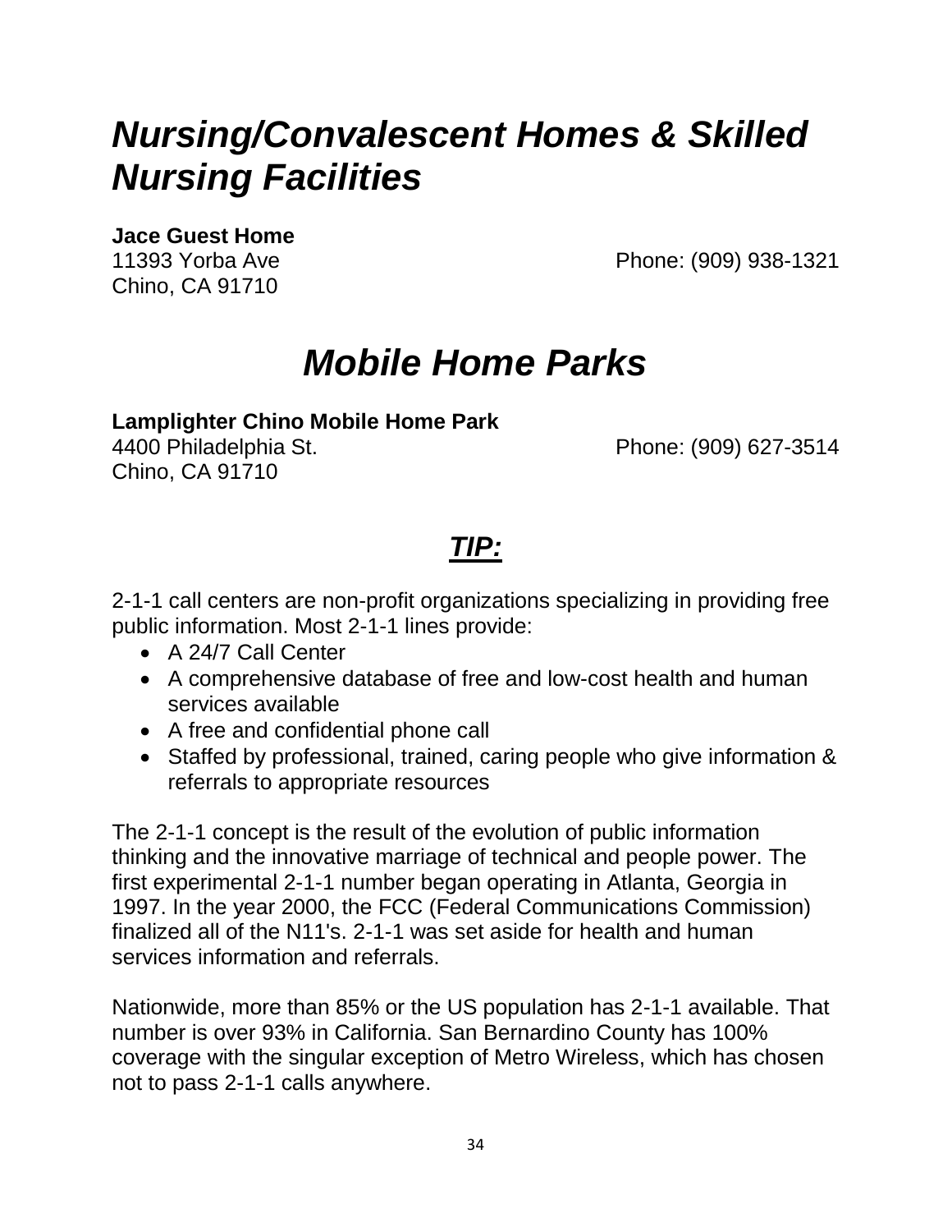# *Nursing/Convalescent Homes & Skilled Nursing Facilities*

**Jace Guest Home**
11393 Yorba Ave
Chino, CA 91710
Phone: (909) 938-1321

# *Mobile Home Parks*

**Lamplighter Chino Mobile Home Park**
4400 Philadelphia St.
Chino, CA 91710
Phone: (909) 627-3514

## ***TIP:***

2-1-1 call centers are non-profit organizations specializing in providing free public information. Most 2-1-1 lines provide:

- A 24/7 Call Center
- A comprehensive database of free and low-cost health and human services available
- A free and confidential phone call
- Staffed by professional, trained, caring people who give information & referrals to appropriate resources

The 2-1-1 concept is the result of the evolution of public information thinking and the innovative marriage of technical and people power. The first experimental 2-1-1 number began operating in Atlanta, Georgia in 1997. In the year 2000, the FCC (Federal Communications Commission) finalized all of the N11's. 2-1-1 was set aside for health and human services information and referrals.

Nationwide, more than 85% or the US population has 2-1-1 available. That number is over 93% in California. San Bernardino County has 100% coverage with the singular exception of Metro Wireless, which has chosen not to pass 2-1-1 calls anywhere.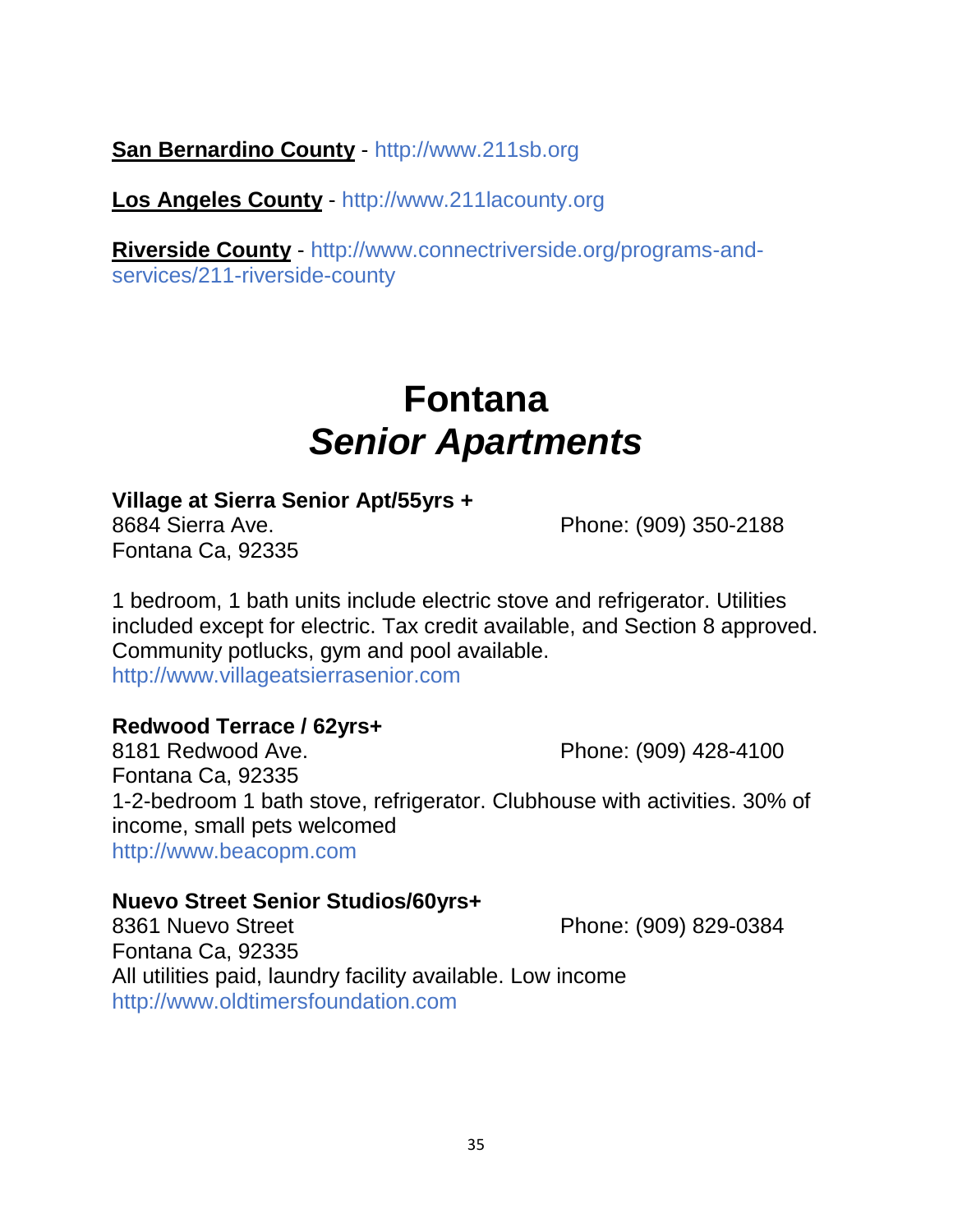**San Bernardino County** - http://www.211sb.org

**Los Angeles County** - http://www.211lacounty.org

**Riverside County** - http://www.connectriverside.org/programs-and-services/211-riverside-county

# Fontana
## *Senior Apartments*

**Village at Sierra Senior Apt/55yrs +**
8684 Sierra Ave.
Fontana Ca, 92335
Phone: (909) 350-2188

1 bedroom, 1 bath units include electric stove and refrigerator. Utilities included except for electric. Tax credit available, and Section 8 approved. Community potlucks, gym and pool available.
http://www.villageatsierrasenior.com

**Redwood Terrace / 62yrs+**
8181 Redwood Ave.
Fontana Ca, 92335
Phone: (909) 428-4100
1-2-bedroom 1 bath stove, refrigerator. Clubhouse with activities. 30% of income, small pets welcomed
http://www.beacopm.com

**Nuevo Street Senior Studios/60yrs+**
8361 Nuevo Street
Fontana Ca, 92335
Phone: (909) 829-0384
All utilities paid, laundry facility available. Low income
http://www.oldtimersfoundation.com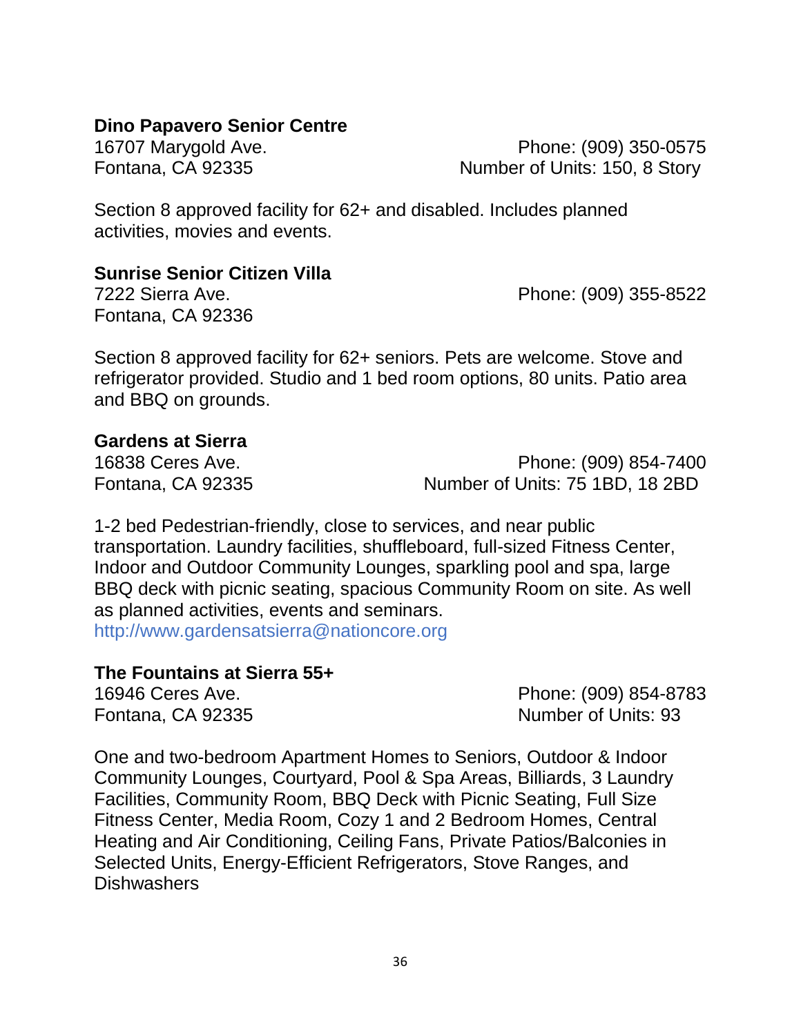**Dino Papavero Senior Centre**

16707 Marygold Ave.
Fontana, CA 92335

Phone: (909) 350-0575
Number of Units: 150, 8 Story

Section 8 approved facility for 62+ and disabled. Includes planned activities, movies and events.

**Sunrise Senior Citizen Villa**

7222 Sierra Ave.
Fontana, CA 92336

Phone: (909) 355-8522

Section 8 approved facility for 62+ seniors. Pets are welcome. Stove and refrigerator provided. Studio and 1 bed room options, 80 units. Patio area and BBQ on grounds.

**Gardens at Sierra**

16838 Ceres Ave.
Fontana, CA 92335

Phone: (909) 854-7400
Number of Units: 75 1BD, 18 2BD

1-2 bed Pedestrian-friendly, close to services, and near public transportation. Laundry facilities, shuffleboard, full-sized Fitness Center, Indoor and Outdoor Community Lounges, sparkling pool and spa, large BBQ deck with picnic seating, spacious Community Room on site. As well as planned activities, events and seminars.
http://www.gardensatsierra@nationcore.org

**The Fountains at Sierra 55+**

16946 Ceres Ave.
Fontana, CA 92335

Phone: (909) 854-8783
Number of Units: 93

One and two-bedroom Apartment Homes to Seniors, Outdoor & Indoor Community Lounges, Courtyard, Pool & Spa Areas, Billiards, 3 Laundry Facilities, Community Room, BBQ Deck with Picnic Seating, Full Size Fitness Center, Media Room, Cozy 1 and 2 Bedroom Homes, Central Heating and Air Conditioning, Ceiling Fans, Private Patios/Balconies in Selected Units, Energy-Efficient Refrigerators, Stove Ranges, and Dishwashers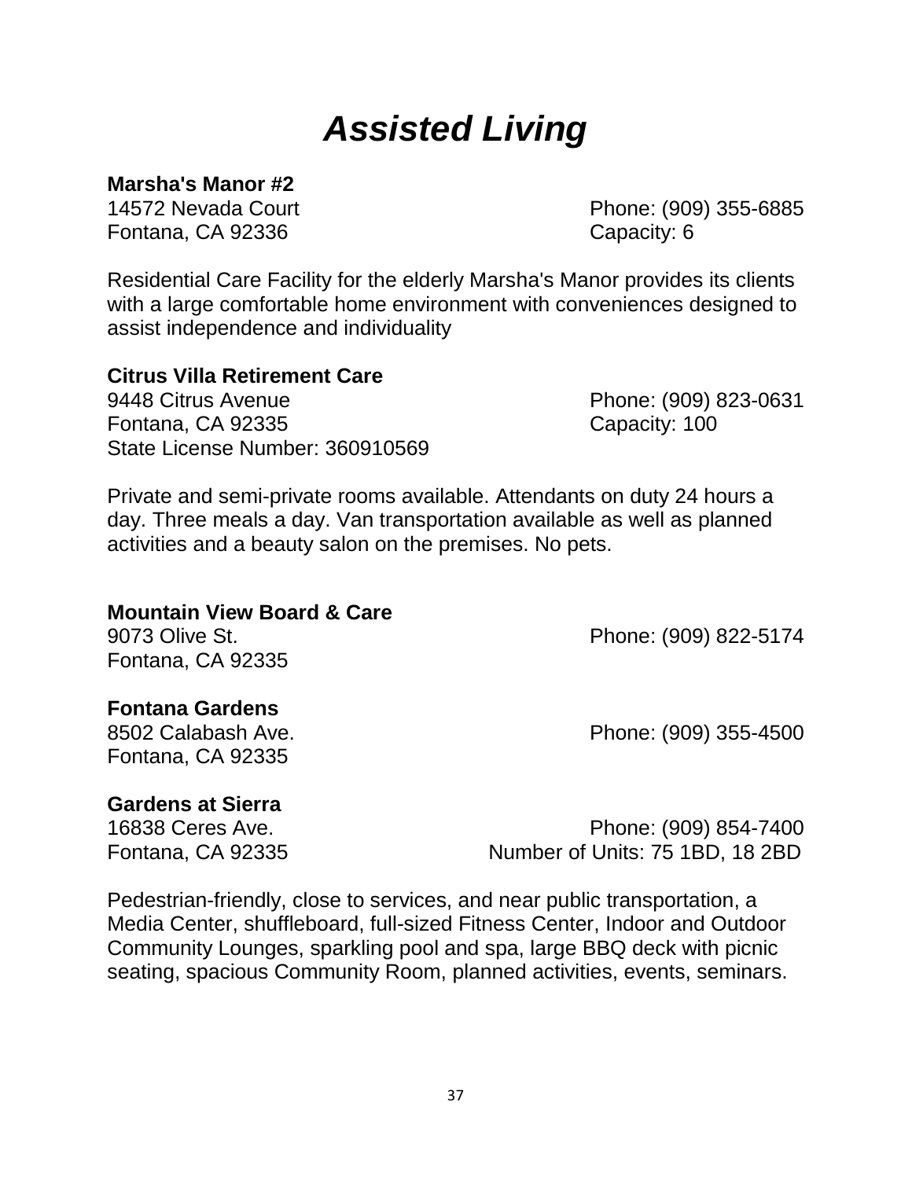# *Assisted Living*

**Marsha's Manor #2**
14572 Nevada Court
Fontana, CA 92336
Phone: (909) 355-6885
Capacity: 6

Residential Care Facility for the elderly Marsha's Manor provides its clients with a large comfortable home environment with conveniences designed to assist independence and individuality

**Citrus Villa Retirement Care**
9448 Citrus Avenue
Fontana, CA 92335
State License Number: 360910569
Phone: (909) 823-0631
Capacity: 100

Private and semi-private rooms available. Attendants on duty 24 hours a day. Three meals a day. Van transportation available as well as planned activities and a beauty salon on the premises. No pets.

**Mountain View Board & Care**
9073 Olive St.
Fontana, CA 92335
Phone: (909) 822-5174

**Fontana Gardens**
8502 Calabash Ave.
Fontana, CA 92335
Phone: (909) 355-4500

**Gardens at Sierra**
16838 Ceres Ave.
Fontana, CA 92335
Phone: (909) 854-7400
Number of Units: 75 1BD, 18 2BD

Pedestrian-friendly, close to services, and near public transportation, a Media Center, shuffleboard, full-sized Fitness Center, Indoor and Outdoor Community Lounges, sparkling pool and spa, large BBQ deck with picnic seating, spacious Community Room, planned activities, events, seminars.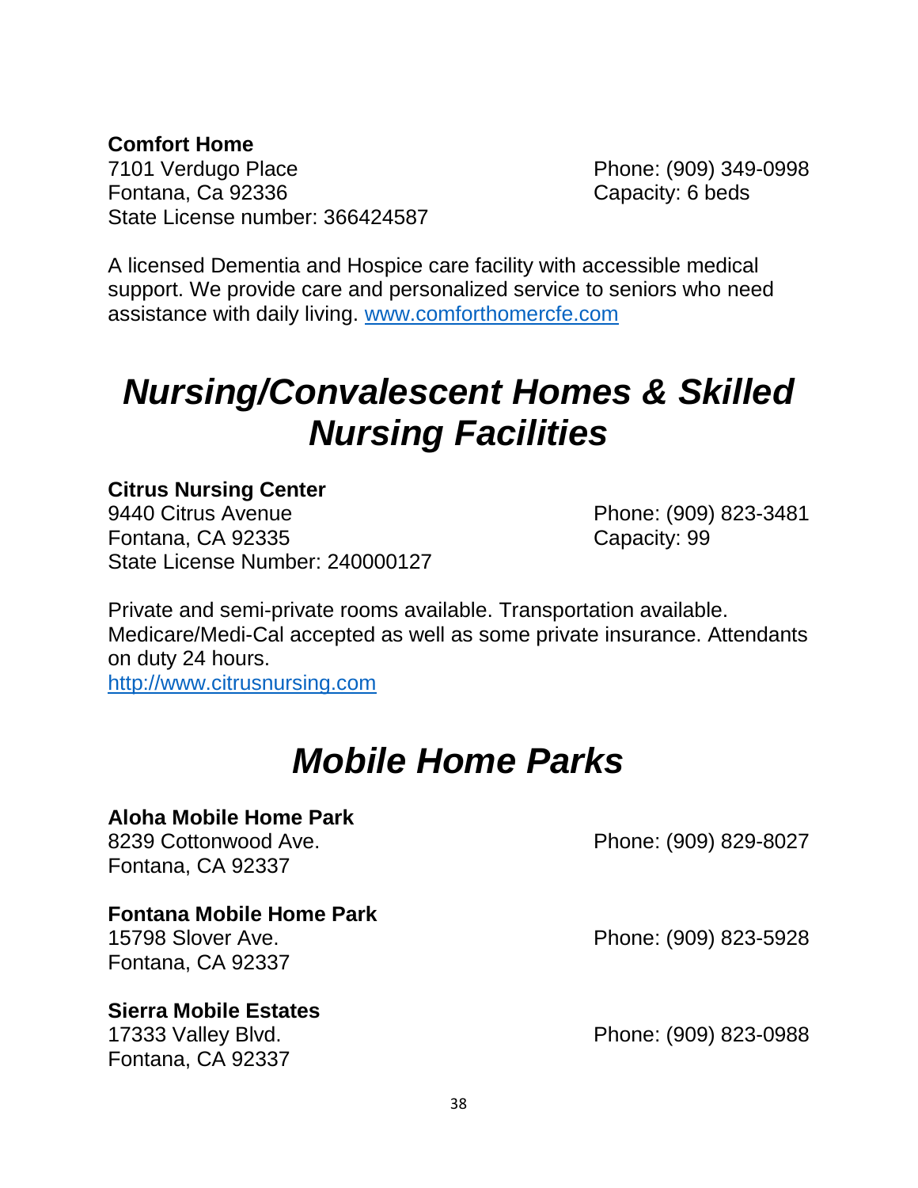**Comfort Home**
7101 Verdugo Place
Fontana, Ca 92336
State License number: 366424587

Phone: (909) 349-0998
Capacity: 6 beds

A licensed Dementia and Hospice care facility with accessible medical support. We provide care and personalized service to seniors who need assistance with daily living. www.comforthomercfe.com

# *Nursing/Convalescent Homes & Skilled Nursing Facilities*

**Citrus Nursing Center**
9440 Citrus Avenue
Fontana, CA 92335
State License Number: 240000127

Phone: (909) 823-3481
Capacity: 99

Private and semi-private rooms available. Transportation available. Medicare/Medi-Cal accepted as well as some private insurance. Attendants on duty 24 hours.
http://www.citrusnursing.com

# *Mobile Home Parks*

**Aloha Mobile Home Park**
8239 Cottonwood Ave.
Fontana, CA 92337

Phone: (909) 829-8027

**Fontana Mobile Home Park**
15798 Slover Ave.
Fontana, CA 92337

Phone: (909) 823-5928

**Sierra Mobile Estates**
17333 Valley Blvd.
Fontana, CA 92337

Phone: (909) 823-0988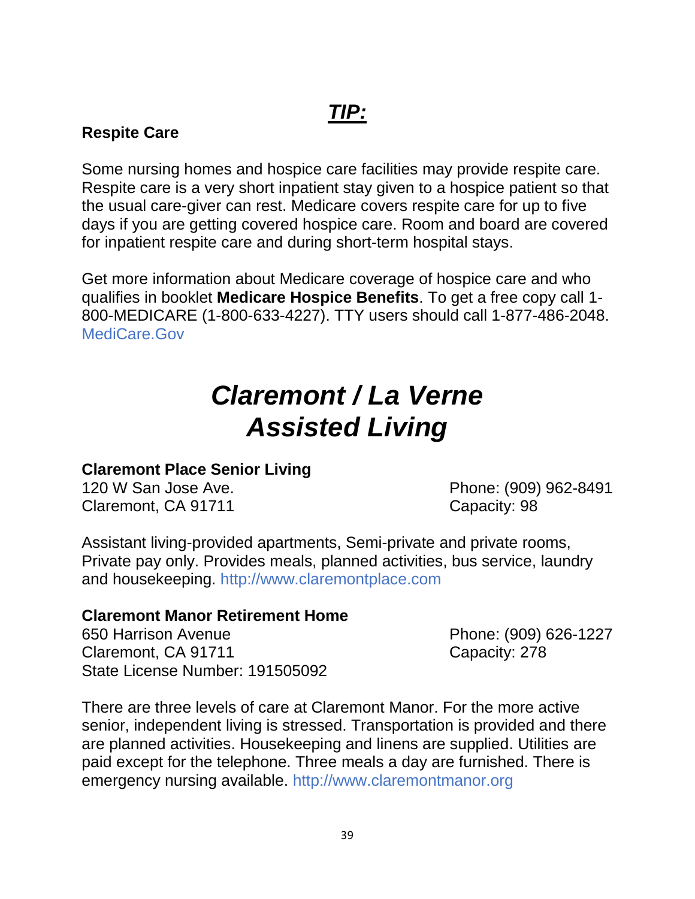## ***TIP:***

**Respite Care**

Some nursing homes and hospice care facilities may provide respite care. Respite care is a very short inpatient stay given to a hospice patient so that the usual care-giver can rest. Medicare covers respite care for up to five days if you are getting covered hospice care. Room and board are covered for inpatient respite care and during short-term hospital stays.

Get more information about Medicare coverage of hospice care and who qualifies in booklet **Medicare Hospice Benefits**. To get a free copy call 1-800-MEDICARE (1-800-633-4227). TTY users should call 1-877-486-2048. MediCare.Gov

# *Claremont / La Verne Assisted Living*

**Claremont Place Senior Living**
120 W San Jose Ave.
Claremont, CA 91711
Phone: (909) 962-8491
Capacity: 98

Assistant living-provided apartments, Semi-private and private rooms, Private pay only. Provides meals, planned activities, bus service, laundry and housekeeping. http://www.claremontplace.com

**Claremont Manor Retirement Home**
650 Harrison Avenue
Claremont, CA 91711
State License Number: 191505092
Phone: (909) 626-1227
Capacity: 278

There are three levels of care at Claremont Manor. For the more active senior, independent living is stressed. Transportation is provided and there are planned activities. Housekeeping and linens are supplied. Utilities are paid except for the telephone. Three meals a day are furnished. There is emergency nursing available. http://www.claremontmanor.org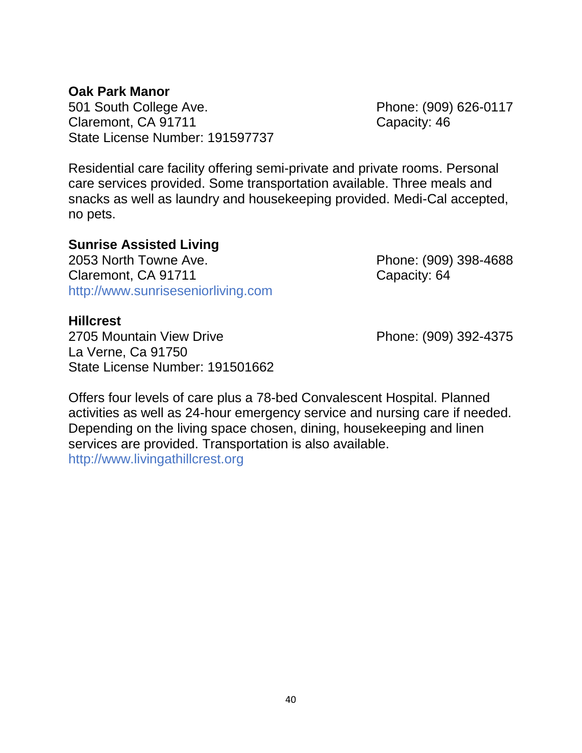**Oak Park Manor**
501 South College Ave.
Claremont, CA 91711
State License Number: 191597737

Phone: (909) 626-0117
Capacity: 46

Residential care facility offering semi-private and private rooms. Personal care services provided. Some transportation available. Three meals and snacks as well as laundry and housekeeping provided. Medi-Cal accepted, no pets.

**Sunrise Assisted Living**
2053 North Towne Ave.
Claremont, CA 91711
http://www.sunriseseniorliving.com

Phone: (909) 398-4688
Capacity: 64

**Hillcrest**
2705 Mountain View Drive
La Verne, Ca 91750
State License Number: 191501662

Phone: (909) 392-4375

Offers four levels of care plus a 78-bed Convalescent Hospital. Planned activities as well as 24-hour emergency service and nursing care if needed. Depending on the living space chosen, dining, housekeeping and linen services are provided. Transportation is also available.
http://www.livingathillcrest.org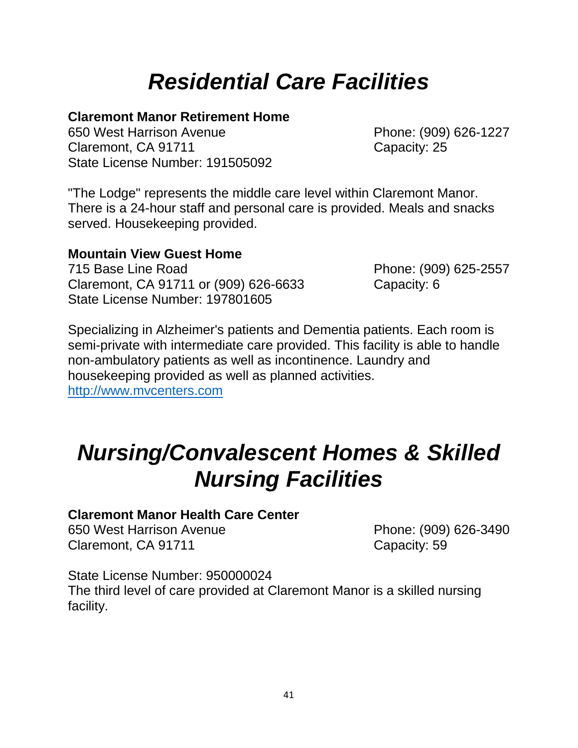# *Residential Care Facilities*

**Claremont Manor Retirement Home**
650 West Harrison Avenue
Claremont, CA 91711
State License Number: 191505092
Phone: (909) 626-1227
Capacity: 25

"The Lodge" represents the middle care level within Claremont Manor. There is a 24-hour staff and personal care is provided. Meals and snacks served. Housekeeping provided.

**Mountain View Guest Home**
715 Base Line Road
Claremont, CA 91711 or (909) 626-6633
State License Number: 197801605
Phone: (909) 625-2557
Capacity: 6

Specializing in Alzheimer's patients and Dementia patients. Each room is semi-private with intermediate care provided. This facility is able to handle non-ambulatory patients as well as incontinence. Laundry and housekeeping provided as well as planned activities.
http://www.mvcenters.com

# *Nursing/Convalescent Homes & Skilled Nursing Facilities*

**Claremont Manor Health Care Center**
650 West Harrison Avenue
Claremont, CA 91711
Phone: (909) 626-3490
Capacity: 59

State License Number: 950000024
The third level of care provided at Claremont Manor is a skilled nursing facility.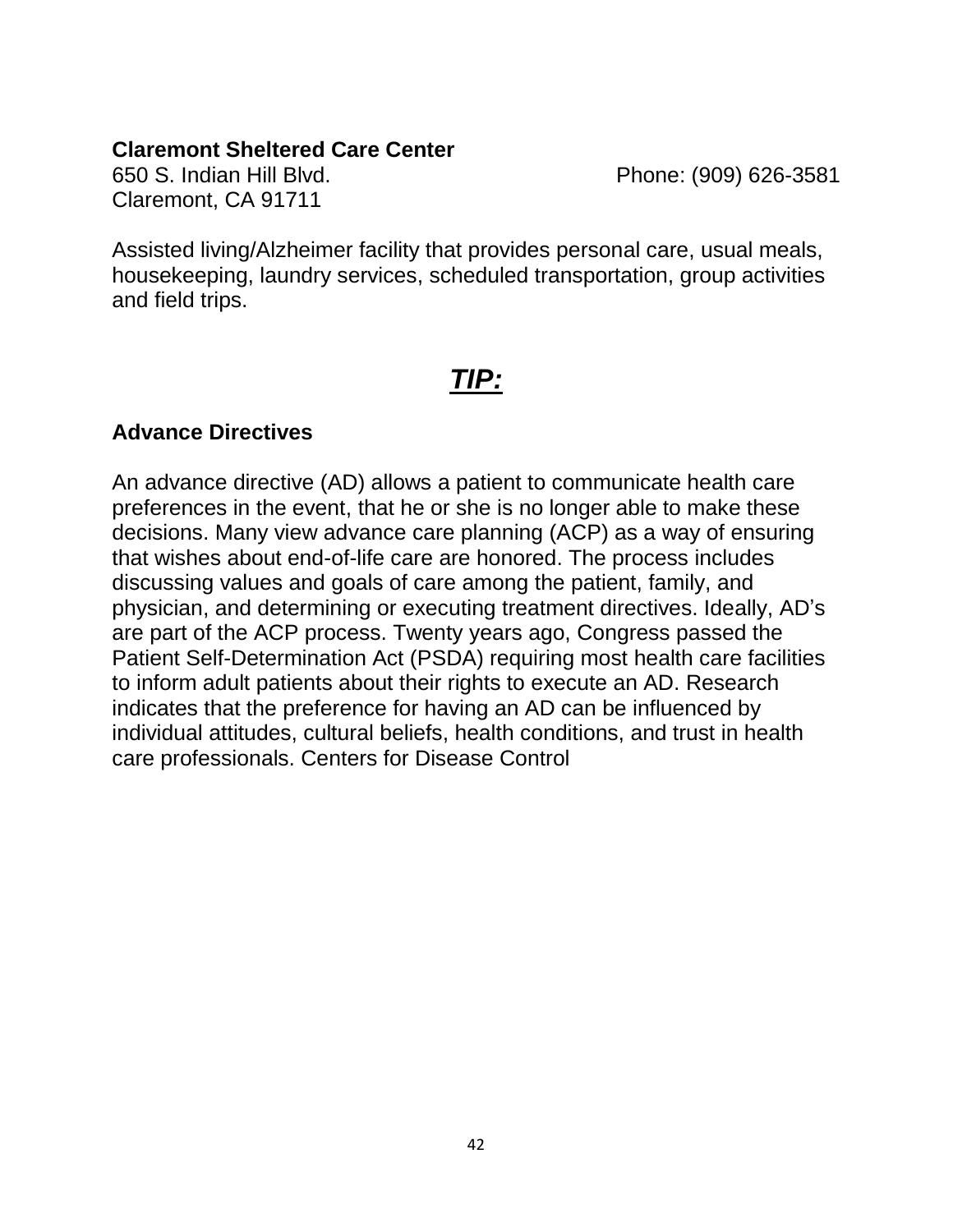**Claremont Sheltered Care Center**

650 S. Indian Hill Blvd.
Claremont, CA 91711

Phone: (909) 626-3581

Assisted living/Alzheimer facility that provides personal care, usual meals, housekeeping, laundry services, scheduled transportation, group activities and field trips.

## ***TIP:***

### Advance Directives

An advance directive (AD) allows a patient to communicate health care preferences in the event, that he or she is no longer able to make these decisions. Many view advance care planning (ACP) as a way of ensuring that wishes about end-of-life care are honored. The process includes discussing values and goals of care among the patient, family, and physician, and determining or executing treatment directives. Ideally, AD's are part of the ACP process. Twenty years ago, Congress passed the Patient Self-Determination Act (PSDA) requiring most health care facilities to inform adult patients about their rights to execute an AD. Research indicates that the preference for having an AD can be influenced by individual attitudes, cultural beliefs, health conditions, and trust in health care professionals. Centers for Disease Control